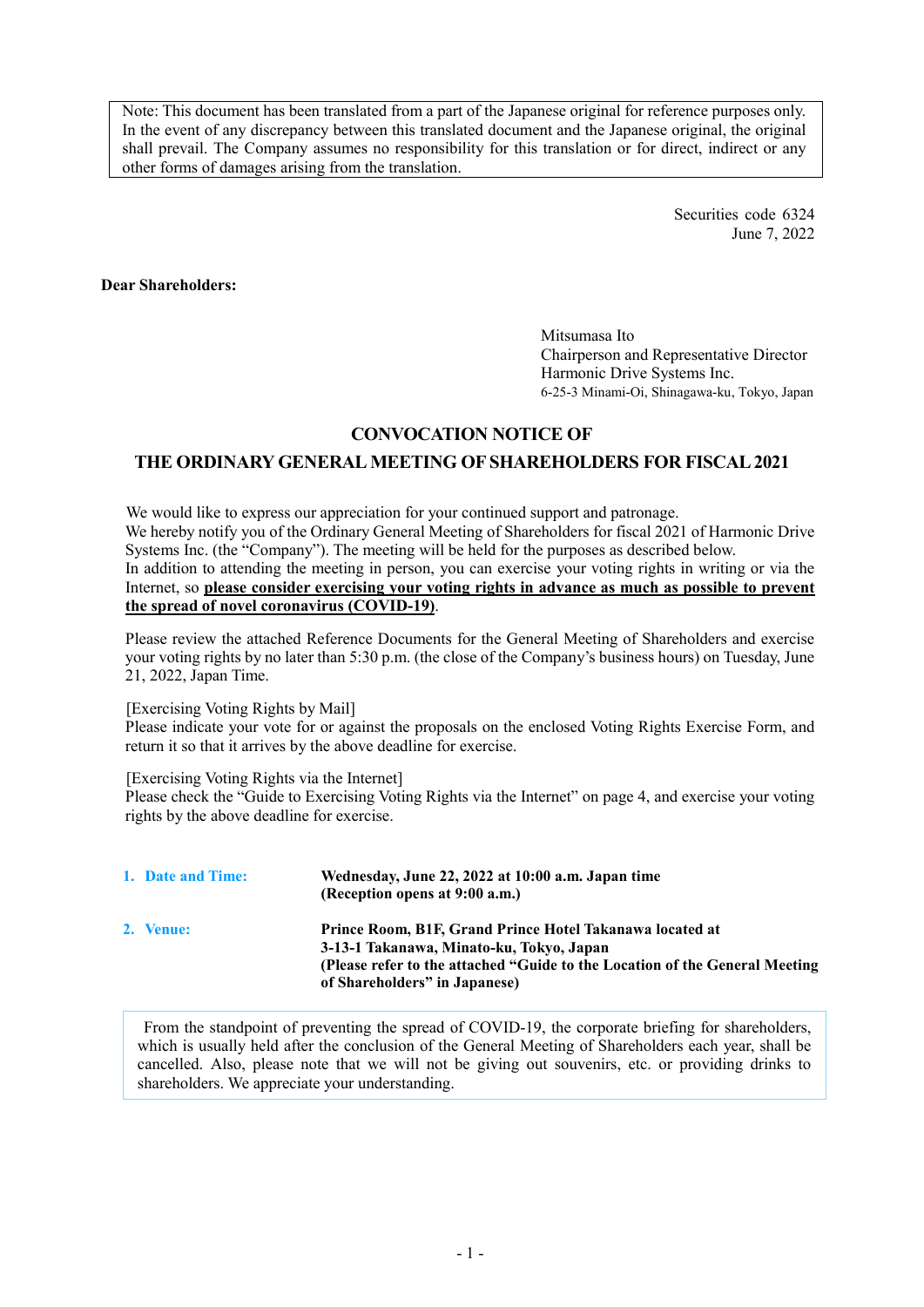> Note: This document has been translated from a part of the Japanese original for reference purposes only. In the event of any discrepancy between this translated document and the Japanese original, the original shall prevail. The Company assumes no responsibility for this translation or for direct, indirect or any other forms of damages arising from the translation.

Securities code 6324
June 7, 2022

**Dear Shareholders:**

Mitsumasa Ito
Chairperson and Representative Director
Harmonic Drive Systems Inc.
6-25-3 Minami-Oi, Shinagawa-ku, Tokyo, Japan

# CONVOCATION NOTICE OF THE ORDINARY GENERAL MEETING OF SHAREHOLDERS FOR FISCAL 2021

We would like to express our appreciation for your continued support and patronage.
We hereby notify you of the Ordinary General Meeting of Shareholders for fiscal 2021 of Harmonic Drive Systems Inc. (the "Company"). The meeting will be held for the purposes as described below.
In addition to attending the meeting in person, you can exercise your voting rights in writing or via the Internet, so **please consider exercising your voting rights in advance as much as possible to prevent the spread of novel coronavirus (COVID-19)**.

Please review the attached Reference Documents for the General Meeting of Shareholders and exercise your voting rights by no later than 5:30 p.m. (the close of the Company's business hours) on Tuesday, June 21, 2022, Japan Time.

[Exercising Voting Rights by Mail]
Please indicate your vote for or against the proposals on the enclosed Voting Rights Exercise Form, and return it so that it arrives by the above deadline for exercise.

[Exercising Voting Rights via the Internet]
Please check the "Guide to Exercising Voting Rights via the Internet" on page 4, and exercise your voting rights by the above deadline for exercise.

| | |
|---|---|
| **1. Date and Time:** | **Wednesday, June 22, 2022 at 10:00 a.m. Japan time (Reception opens at 9:00 a.m.)** |
| **2. Venue:** | **Prince Room, B1F, Grand Prince Hotel Takanawa located at 3-13-1 Takanawa, Minato-ku, Tokyo, Japan (Please refer to the attached "Guide to the Location of the General Meeting of Shareholders" in Japanese)** |

From the standpoint of preventing the spread of COVID-19, the corporate briefing for shareholders, which is usually held after the conclusion of the General Meeting of Shareholders each year, shall be cancelled. Also, please note that we will not be giving out souvenirs, etc. or providing drinks to shareholders. We appreciate your understanding.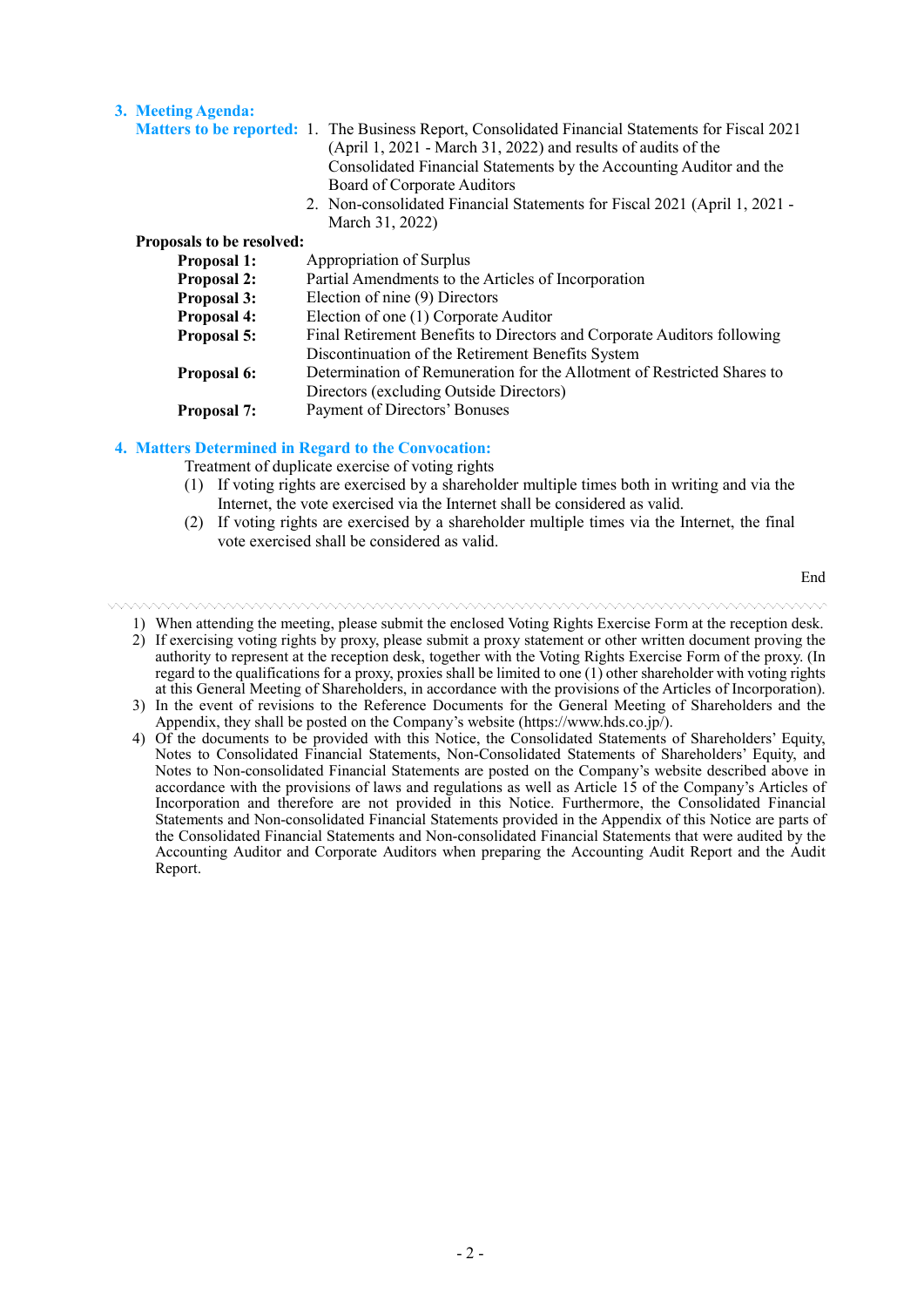## 3. Meeting Agenda:

**Matters to be reported:**

1. The Business Report, Consolidated Financial Statements for Fiscal 2021 (April 1, 2021 - March 31, 2022) and results of audits of the Consolidated Financial Statements by the Accounting Auditor and the Board of Corporate Auditors
2. Non-consolidated Financial Statements for Fiscal 2021 (April 1, 2021 - March 31, 2022)

**Proposals to be resolved:**

| | |
|---|---|
| **Proposal 1:** | Appropriation of Surplus |
| **Proposal 2:** | Partial Amendments to the Articles of Incorporation |
| **Proposal 3:** | Election of nine (9) Directors |
| **Proposal 4:** | Election of one (1) Corporate Auditor |
| **Proposal 5:** | Final Retirement Benefits to Directors and Corporate Auditors following Discontinuation of the Retirement Benefits System |
| **Proposal 6:** | Determination of Remuneration for the Allotment of Restricted Shares to Directors (excluding Outside Directors) |
| **Proposal 7:** | Payment of Directors' Bonuses |

## 4. Matters Determined in Regard to the Convocation:

Treatment of duplicate exercise of voting rights

(1) If voting rights are exercised by a shareholder multiple times both in writing and via the Internet, the vote exercised via the Internet shall be considered as valid.

(2) If voting rights are exercised by a shareholder multiple times via the Internet, the final vote exercised shall be considered as valid.

End

---

1) When attending the meeting, please submit the enclosed Voting Rights Exercise Form at the reception desk.
2) If exercising voting rights by proxy, please submit a proxy statement or other written document proving the authority to represent at the reception desk, together with the Voting Rights Exercise Form of the proxy. (In regard to the qualifications for a proxy, proxies shall be limited to one (1) other shareholder with voting rights at this General Meeting of Shareholders, in accordance with the provisions of the Articles of Incorporation).
3) In the event of revisions to the Reference Documents for the General Meeting of Shareholders and the Appendix, they shall be posted on the Company's website (https://www.hds.co.jp/).
4) Of the documents to be provided with this Notice, the Consolidated Statements of Shareholders' Equity, Notes to Consolidated Financial Statements, Non-Consolidated Statements of Shareholders' Equity, and Notes to Non-consolidated Financial Statements are posted on the Company's website described above in accordance with the provisions of laws and regulations as well as Article 15 of the Company's Articles of Incorporation and therefore are not provided in this Notice. Furthermore, the Consolidated Financial Statements and Non-consolidated Financial Statements provided in the Appendix of this Notice are parts of the Consolidated Financial Statements and Non-consolidated Financial Statements that were audited by the Accounting Auditor and Corporate Auditors when preparing the Accounting Audit Report and the Audit Report.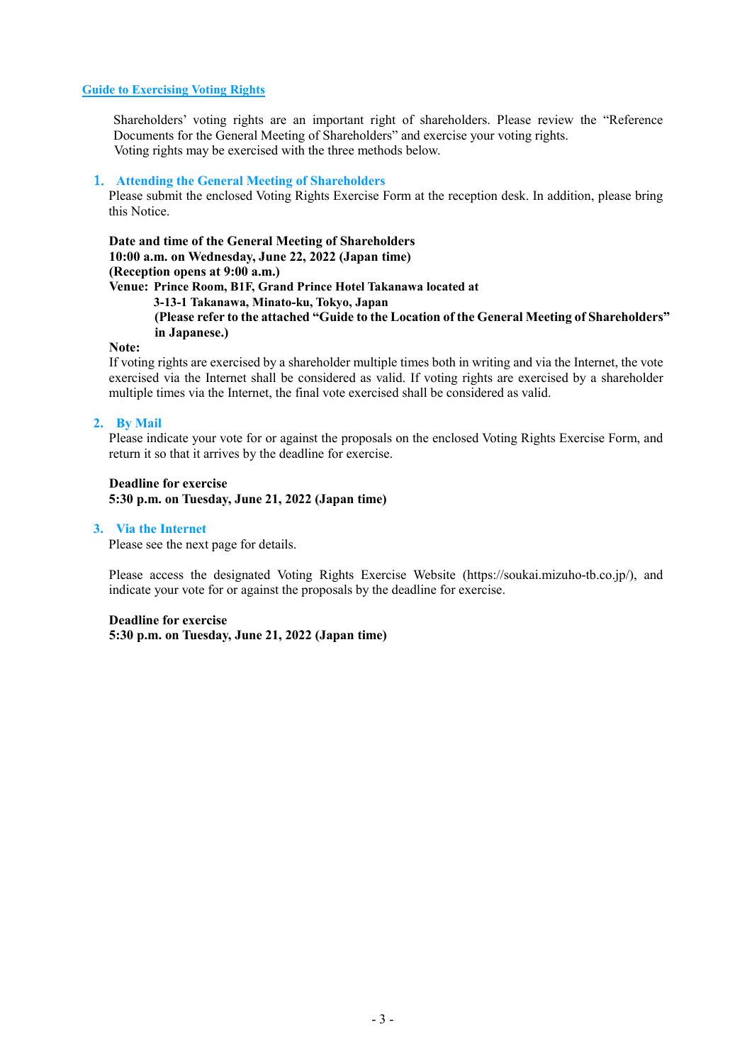## Guide to Exercising Voting Rights

Shareholders' voting rights are an important right of shareholders. Please review the "Reference Documents for the General Meeting of Shareholders" and exercise your voting rights.
Voting rights may be exercised with the three methods below.

### 1. Attending the General Meeting of Shareholders

Please submit the enclosed Voting Rights Exercise Form at the reception desk. In addition, please bring this Notice.

**Date and time of the General Meeting of Shareholders**
**10:00 a.m. on Wednesday, June 22, 2022 (Japan time)**
**(Reception opens at 9:00 a.m.)**
**Venue: Prince Room, B1F, Grand Prince Hotel Takanawa located at 3-13-1 Takanawa, Minato-ku, Tokyo, Japan**
**(Please refer to the attached "Guide to the Location of the General Meeting of Shareholders" in Japanese.)**

**Note:**
If voting rights are exercised by a shareholder multiple times both in writing and via the Internet, the vote exercised via the Internet shall be considered as valid. If voting rights are exercised by a shareholder multiple times via the Internet, the final vote exercised shall be considered as valid.

### 2. By Mail

Please indicate your vote for or against the proposals on the enclosed Voting Rights Exercise Form, and return it so that it arrives by the deadline for exercise.

**Deadline for exercise**
**5:30 p.m. on Tuesday, June 21, 2022 (Japan time)**

### 3. Via the Internet

Please see the next page for details.

Please access the designated Voting Rights Exercise Website (https://soukai.mizuho-tb.co.jp/), and indicate your vote for or against the proposals by the deadline for exercise.

**Deadline for exercise**
**5:30 p.m. on Tuesday, June 21, 2022 (Japan time)**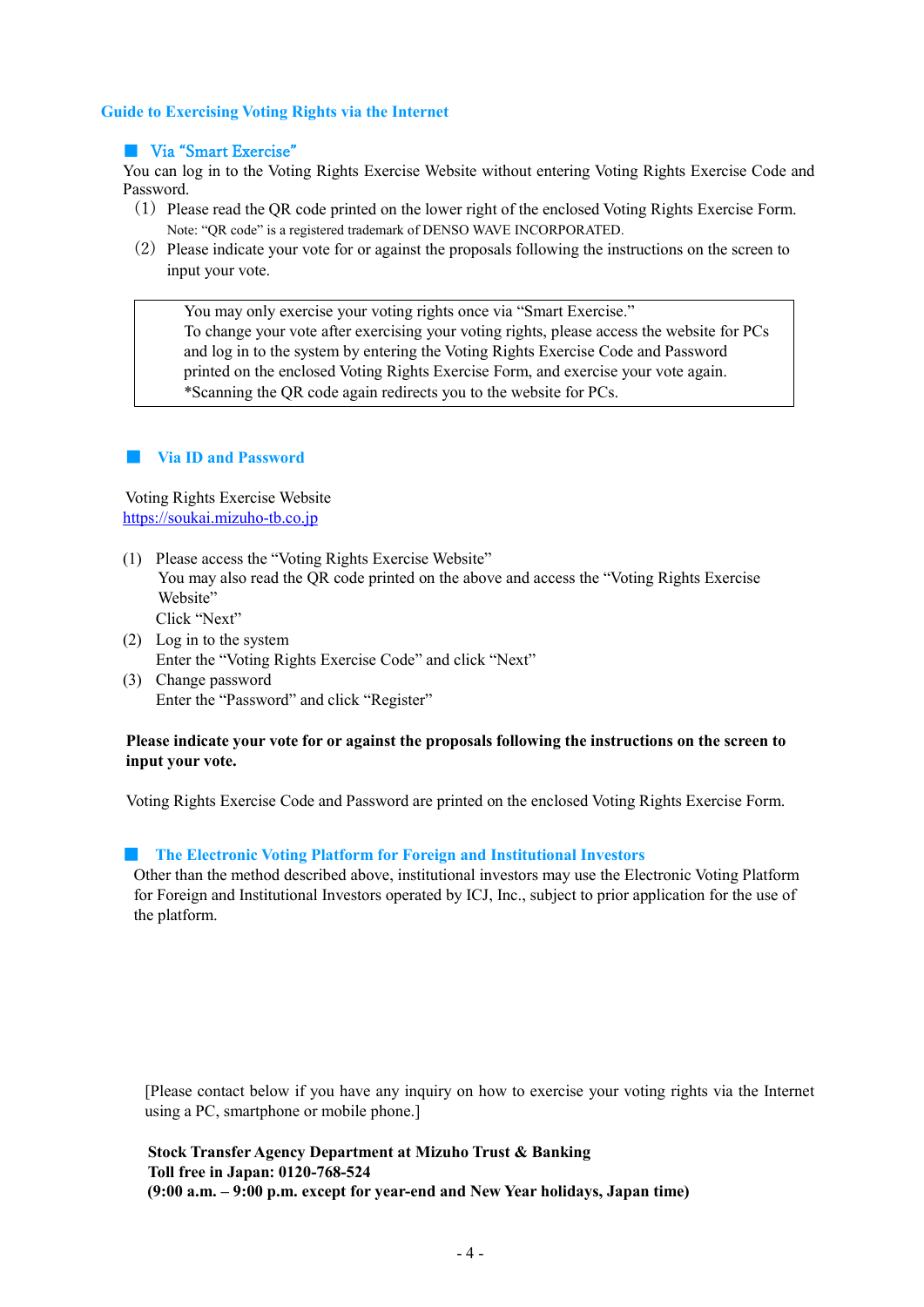## Guide to Exercising Voting Rights via the Internet

### ■ Via "Smart Exercise"

You can log in to the Voting Rights Exercise Website without entering Voting Rights Exercise Code and Password.

(1) Please read the QR code printed on the lower right of the enclosed Voting Rights Exercise Form.
Note: "QR code" is a registered trademark of DENSO WAVE INCORPORATED.

(2) Please indicate your vote for or against the proposals following the instructions on the screen to input your vote.

> You may only exercise your voting rights once via "Smart Exercise."
> To change your vote after exercising your voting rights, please access the website for PCs and log in to the system by entering the Voting Rights Exercise Code and Password printed on the enclosed Voting Rights Exercise Form, and exercise your vote again.
> *Scanning the QR code again redirects you to the website for PCs.

### ■ Via ID and Password

Voting Rights Exercise Website
https://soukai.mizuho-tb.co.jp

(1) Please access the "Voting Rights Exercise Website"
You may also read the QR code printed on the above and access the "Voting Rights Exercise Website"
Click "Next"

(2) Log in to the system
Enter the "Voting Rights Exercise Code" and click "Next"

(3) Change password
Enter the "Password" and click "Register"

**Please indicate your vote for or against the proposals following the instructions on the screen to input your vote.**

Voting Rights Exercise Code and Password are printed on the enclosed Voting Rights Exercise Form.

### ■ The Electronic Voting Platform for Foreign and Institutional Investors

Other than the method described above, institutional investors may use the Electronic Voting Platform for Foreign and Institutional Investors operated by ICJ, Inc., subject to prior application for the use of the platform.

[Please contact below if you have any inquiry on how to exercise your voting rights via the Internet using a PC, smartphone or mobile phone.]

**Stock Transfer Agency Department at Mizuho Trust & Banking**
**Toll free in Japan: 0120-768-524**
**(9:00 a.m. – 9:00 p.m. except for year-end and New Year holidays, Japan time)**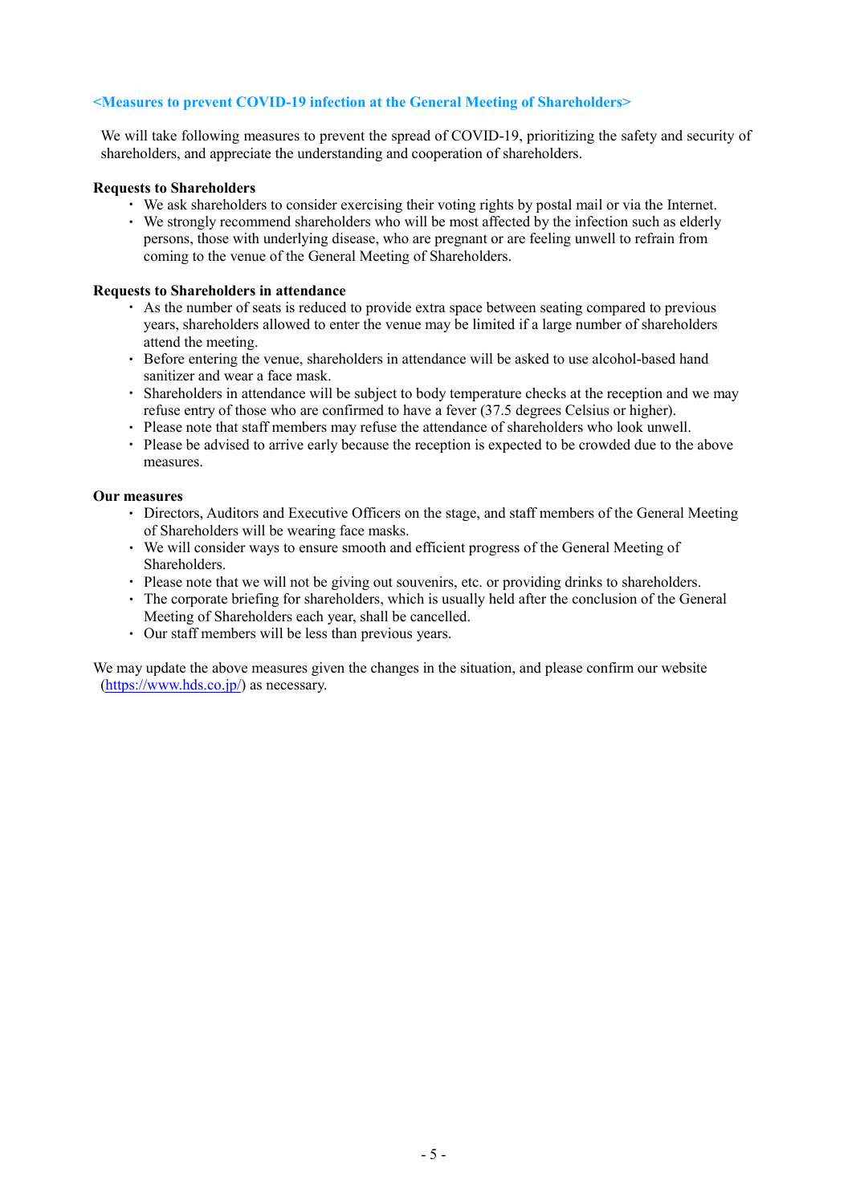## <Measures to prevent COVID-19 infection at the General Meeting of Shareholders>

We will take following measures to prevent the spread of COVID-19, prioritizing the safety and security of shareholders, and appreciate the understanding and cooperation of shareholders.

**Requests to Shareholders**

- We ask shareholders to consider exercising their voting rights by postal mail or via the Internet.
- We strongly recommend shareholders who will be most affected by the infection such as elderly persons, those with underlying disease, who are pregnant or are feeling unwell to refrain from coming to the venue of the General Meeting of Shareholders.

**Requests to Shareholders in attendance**

- As the number of seats is reduced to provide extra space between seating compared to previous years, shareholders allowed to enter the venue may be limited if a large number of shareholders attend the meeting.
- Before entering the venue, shareholders in attendance will be asked to use alcohol-based hand sanitizer and wear a face mask.
- Shareholders in attendance will be subject to body temperature checks at the reception and we may refuse entry of those who are confirmed to have a fever (37.5 degrees Celsius or higher).
- Please note that staff members may refuse the attendance of shareholders who look unwell.
- Please be advised to arrive early because the reception is expected to be crowded due to the above measures.

**Our measures**

- Directors, Auditors and Executive Officers on the stage, and staff members of the General Meeting of Shareholders will be wearing face masks.
- We will consider ways to ensure smooth and efficient progress of the General Meeting of Shareholders.
- Please note that we will not be giving out souvenirs, etc. or providing drinks to shareholders.
- The corporate briefing for shareholders, which is usually held after the conclusion of the General Meeting of Shareholders each year, shall be cancelled.
- Our staff members will be less than previous years.

We may update the above measures given the changes in the situation, and please confirm our website (https://www.hds.co.jp/) as necessary.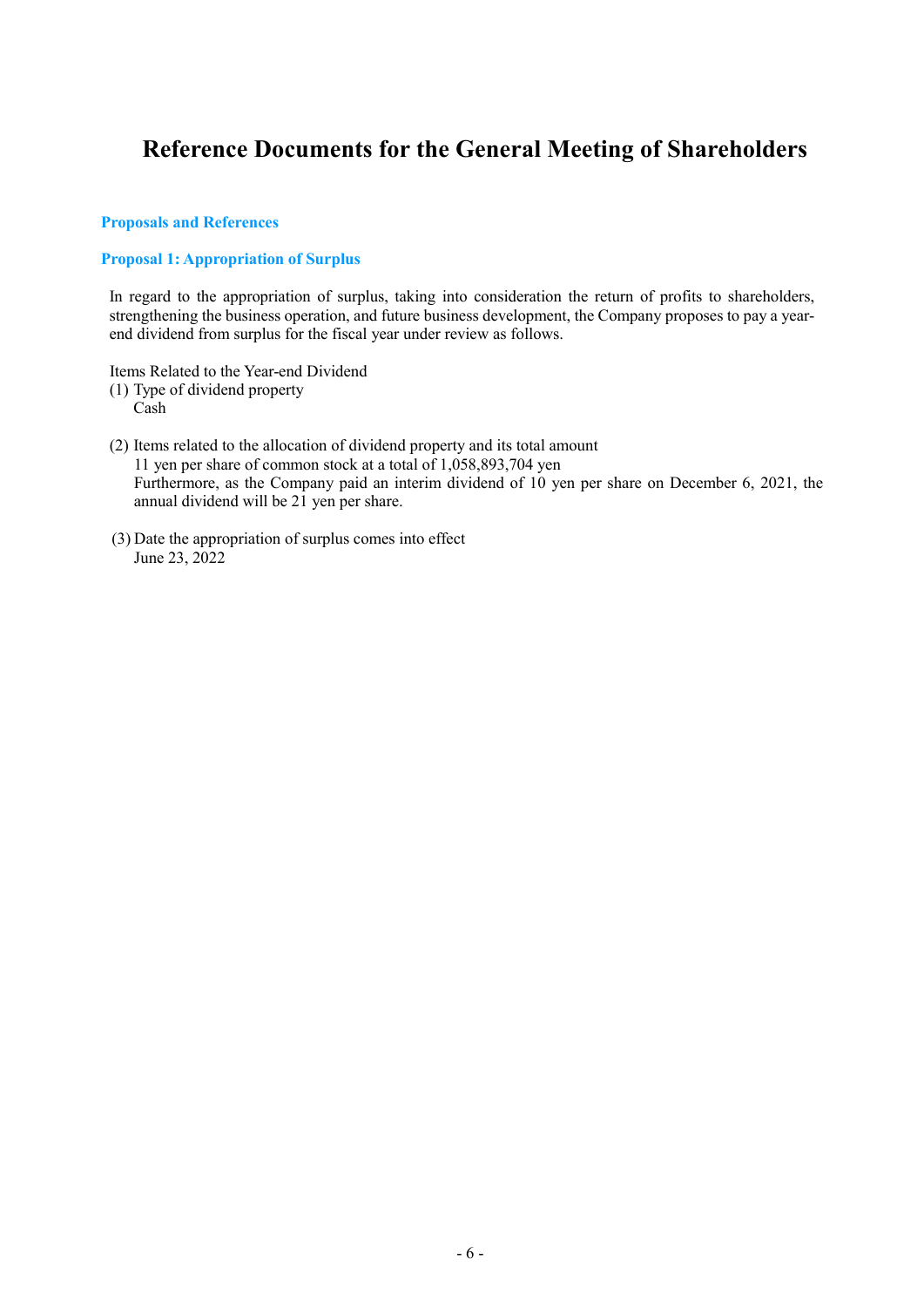# Reference Documents for the General Meeting of Shareholders

### Proposals and References

### Proposal 1: Appropriation of Surplus

In regard to the appropriation of surplus, taking into consideration the return of profits to shareholders, strengthening the business operation, and future business development, the Company proposes to pay a year-end dividend from surplus for the fiscal year under review as follows.

Items Related to the Year-end Dividend

(1) Type of dividend property
Cash

(2) Items related to the allocation of dividend property and its total amount
11 yen per share of common stock at a total of 1,058,893,704 yen
Furthermore, as the Company paid an interim dividend of 10 yen per share on December 6, 2021, the annual dividend will be 21 yen per share.

(3) Date the appropriation of surplus comes into effect
June 23, 2022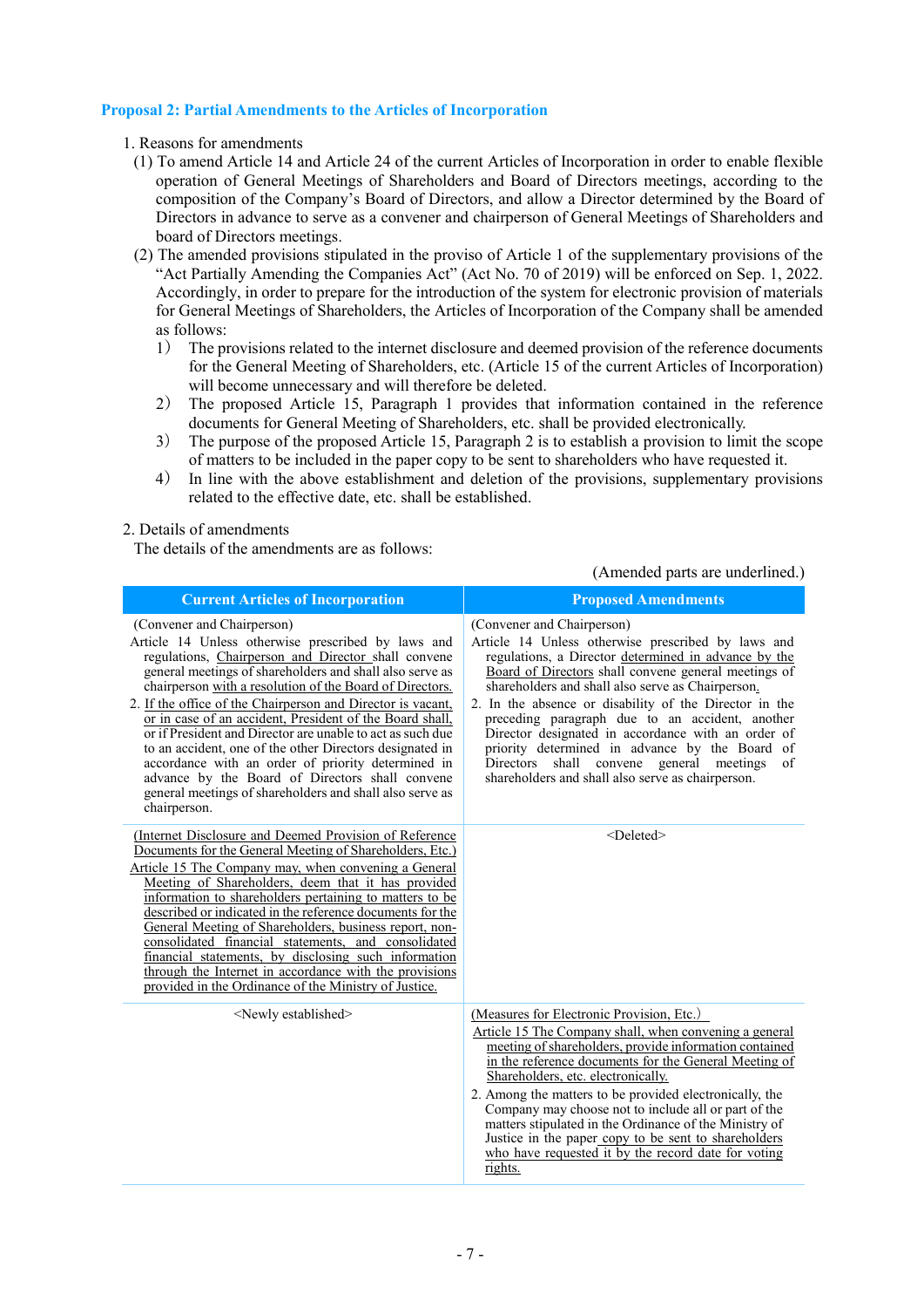### Proposal 2: Partial Amendments to the Articles of Incorporation

1. Reasons for amendments
   (1) To amend Article 14 and Article 24 of the current Articles of Incorporation in order to enable flexible operation of General Meetings of Shareholders and Board of Directors meetings, according to the composition of the Company's Board of Directors, and allow a Director determined by the Board of Directors in advance to serve as a convener and chairperson of General Meetings of Shareholders and board of Directors meetings.
   (2) The amended provisions stipulated in the proviso of Article 1 of the supplementary provisions of the "Act Partially Amending the Companies Act" (Act No. 70 of 2019) will be enforced on Sep. 1, 2022. Accordingly, in order to prepare for the introduction of the system for electronic provision of materials for General Meetings of Shareholders, the Articles of Incorporation of the Company shall be amended as follows:
      1) The provisions related to the internet disclosure and deemed provision of the reference documents for the General Meeting of Shareholders, etc. (Article 15 of the current Articles of Incorporation) will become unnecessary and will therefore be deleted.
      2) The proposed Article 15, Paragraph 1 provides that information contained in the reference documents for General Meeting of Shareholders, etc. shall be provided electronically.
      3) The purpose of the proposed Article 15, Paragraph 2 is to establish a provision to limit the scope of matters to be included in the paper copy to be sent to shareholders who have requested it.
      4) In line with the above establishment and deletion of the provisions, supplementary provisions related to the effective date, etc. shall be established.

2. Details of amendments
   The details of the amendments are as follows:

(Amended parts are underlined.)

| Current Articles of Incorporation | Proposed Amendments |
|---|---|
| (Convener and Chairperson)<br>Article 14 Unless otherwise prescribed by laws and regulations, <u>Chairperson and Director</u> shall convene general meetings of shareholders and shall also serve as chairperson <u>with a resolution of the Board of Directors.</u><br>2. <u>If the office of the Chairperson and Director is vacant, or in case of an accident, President of the Board shall,</u> or if President and Director are unable to act as such due to an accident, one of the other Directors designated in accordance with an order of priority determined in advance by the Board of Directors shall convene general meetings of shareholders and shall also serve as chairperson. | (Convener and Chairperson)<br>Article 14 Unless otherwise prescribed by laws and regulations, a Director <u>determined in advance by the Board of Directors</u> shall convene general meetings of shareholders and shall also serve as Chairperson<u>.</u><br>2. In the absence or disability of the Director in the preceding paragraph due to an accident, another Director designated in accordance with an order of priority determined in advance by the Board of Directors shall convene general meetings of shareholders and shall also serve as chairperson. |
| <u>(Internet Disclosure and Deemed Provision of Reference Documents for the General Meeting of Shareholders, Etc.)</u><br><u>Article 15 The Company may, when convening a General Meeting of Shareholders, deem that it has provided information to shareholders pertaining to matters to be described or indicated in the reference documents for the General Meeting of Shareholders, business report, non-consolidated financial statements, and consolidated financial statements, by disclosing such information through the Internet in accordance with the provisions provided in the Ordinance of the Ministry of Justice.</u> | <Deleted> |
| <Newly established> | <u>(Measures for Electronic Provision, Etc.)</u><br><u>Article 15 The Company shall, when convening a general meeting of shareholders, provide information contained in the reference documents for the General Meeting of Shareholders, etc. electronically.</u><br>2. Among the matters to be provided electronically, the Company may choose not to include all or part of the matters stipulated in the Ordinance of the Ministry of Justice in the paper <u>copy to be sent to shareholders who have requested it by the record date for voting rights.</u> |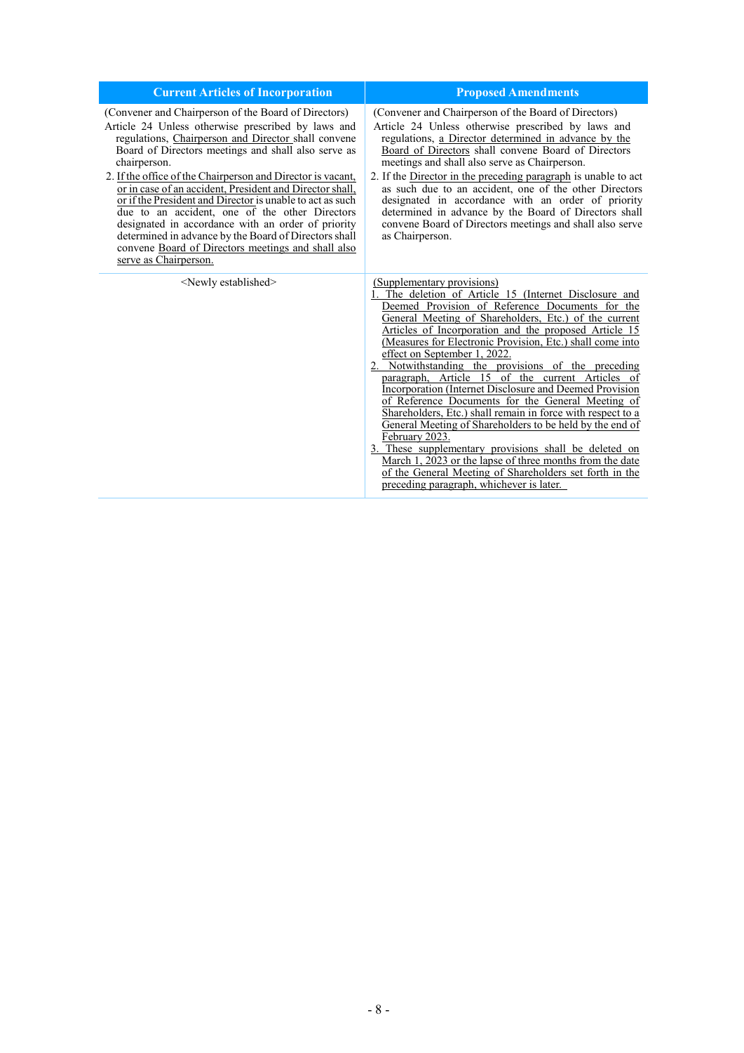| Current Articles of Incorporation | Proposed Amendments |
|---|---|
| (Convener and Chairperson of the Board of Directors)<br>Article 24 Unless otherwise prescribed by laws and regulations, Chairperson and Director shall convene Board of Directors meetings and shall also serve as chairperson.<br>2. If the office of the Chairperson and Director is vacant, or in case of an accident, President and Director shall, or if the President and Director is unable to act as such due to an accident, one of the other Directors designated in accordance with an order of priority determined in advance by the Board of Directors shall convene Board of Directors meetings and shall also serve as Chairperson. | (Convener and Chairperson of the Board of Directors)<br>Article 24 Unless otherwise prescribed by laws and regulations, a Director determined in advance by the Board of Directors shall convene Board of Directors meetings and shall also serve as Chairperson.<br>2. If the Director in the preceding paragraph is unable to act as such due to an accident, one of the other Directors designated in accordance with an order of priority determined in advance by the Board of Directors shall convene Board of Directors meetings and shall also serve as Chairperson. |
| <Newly established> | (Supplementary provisions)<br>1. The deletion of Article 15 (Internet Disclosure and Deemed Provision of Reference Documents for the General Meeting of Shareholders, Etc.) of the current Articles of Incorporation and the proposed Article 15 (Measures for Electronic Provision, Etc.) shall come into effect on September 1, 2022.<br>2. Notwithstanding the provisions of the preceding paragraph, Article 15 of the current Articles of Incorporation (Internet Disclosure and Deemed Provision of Reference Documents for the General Meeting of Shareholders, Etc.) shall remain in force with respect to a General Meeting of Shareholders to be held by the end of February 2023.<br>3. These supplementary provisions shall be deleted on March 1, 2023 or the lapse of three months from the date of the General Meeting of Shareholders set forth in the preceding paragraph, whichever is later. |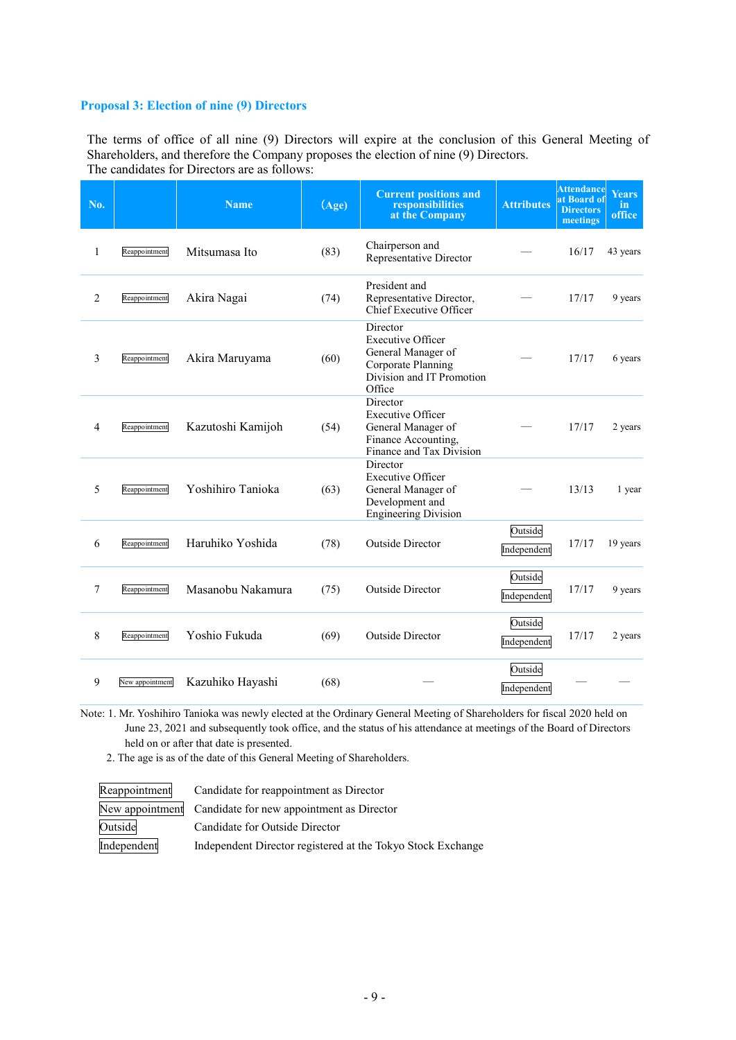### Proposal 3: Election of nine (9) Directors

The terms of office of all nine (9) Directors will expire at the conclusion of this General Meeting of Shareholders, and therefore the Company proposes the election of nine (9) Directors.
The candidates for Directors are as follows:

| No. | | Name | (Age) | Current positions and responsibilities at the Company | Attributes | Attendance at Board of Directors meetings | Years in office |
|---|---|---|---|---|---|---|---|
| 1 | Reappointment | Mitsumasa Ito | (83) | Chairperson and Representative Director | — | 16/17 | 43 years |
| 2 | Reappointment | Akira Nagai | (74) | President and Representative Director, Chief Executive Officer | — | 17/17 | 9 years |
| 3 | Reappointment | Akira Maruyama | (60) | Director<br>Executive Officer<br>General Manager of Corporate Planning Division and IT Promotion Office | — | 17/17 | 6 years |
| 4 | Reappointment | Kazutoshi Kamijoh | (54) | Director<br>Executive Officer<br>General Manager of Finance Accounting, Finance and Tax Division | — | 17/17 | 2 years |
| 5 | Reappointment | Yoshihiro Tanioka | (63) | Director<br>Executive Officer<br>General Manager of Development and Engineering Division | — | 13/13 | 1 year |
| 6 | Reappointment | Haruhiko Yoshida | (78) | Outside Director | Outside<br>Independent | 17/17 | 19 years |
| 7 | Reappointment | Masanobu Nakamura | (75) | Outside Director | Outside<br>Independent | 17/17 | 9 years |
| 8 | Reappointment | Yoshio Fukuda | (69) | Outside Director | Outside<br>Independent | 17/17 | 2 years |
| 9 | New appointment | Kazuhiko Hayashi | (68) | — | Outside<br>Independent | — | — |

Note: 1. Mr. Yoshihiro Tanioka was newly elected at the Ordinary General Meeting of Shareholders for fiscal 2020 held on June 23, 2021 and subsequently took office, and the status of his attendance at meetings of the Board of Directors held on or after that date is presented.
2. The age is as of the date of this General Meeting of Shareholders.

| | |
|---|---|
| Reappointment | Candidate for reappointment as Director |
| New appointment | Candidate for new appointment as Director |
| Outside | Candidate for Outside Director |
| Independent | Independent Director registered at the Tokyo Stock Exchange |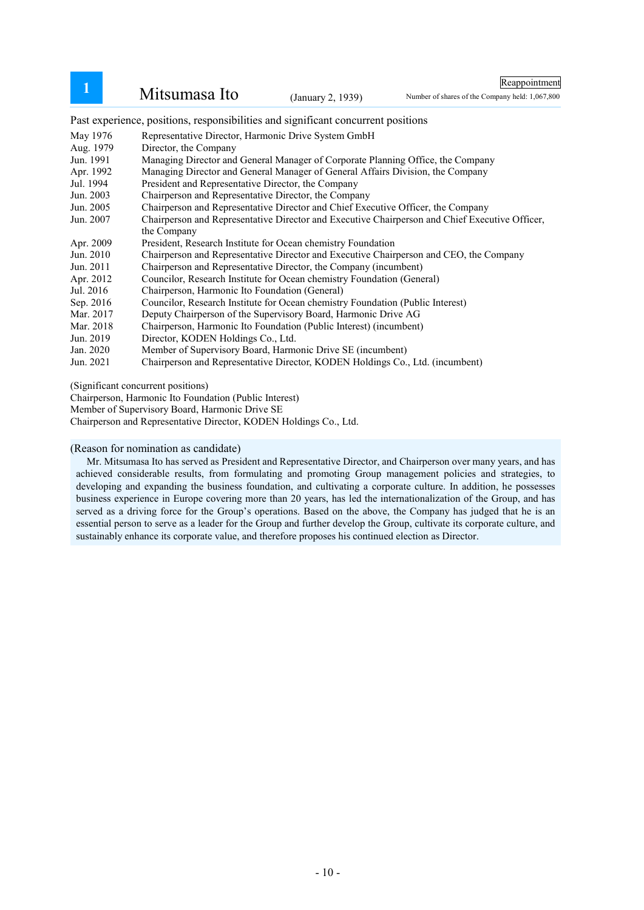## 1 Mitsumasa Ito (January 2, 1939)

Reappointment

Number of shares of the Company held: 1,067,800

### Past experience, positions, responsibilities and significant concurrent positions

| | |
|---|---|
| May 1976 | Representative Director, Harmonic Drive System GmbH |
| Aug. 1979 | Director, the Company |
| Jun. 1991 | Managing Director and General Manager of Corporate Planning Office, the Company |
| Apr. 1992 | Managing Director and General Manager of General Affairs Division, the Company |
| Jul. 1994 | President and Representative Director, the Company |
| Jun. 2003 | Chairperson and Representative Director, the Company |
| Jun. 2005 | Chairperson and Representative Director and Chief Executive Officer, the Company |
| Jun. 2007 | Chairperson and Representative Director and Executive Chairperson and Chief Executive Officer, the Company |
| Apr. 2009 | President, Research Institute for Ocean chemistry Foundation |
| Jun. 2010 | Chairperson and Representative Director and Executive Chairperson and CEO, the Company |
| Jun. 2011 | Chairperson and Representative Director, the Company (incumbent) |
| Apr. 2012 | Councilor, Research Institute for Ocean chemistry Foundation (General) |
| Jul. 2016 | Chairperson, Harmonic Ito Foundation (General) |
| Sep. 2016 | Councilor, Research Institute for Ocean chemistry Foundation (Public Interest) |
| Mar. 2017 | Deputy Chairperson of the Supervisory Board, Harmonic Drive AG |
| Mar. 2018 | Chairperson, Harmonic Ito Foundation (Public Interest) (incumbent) |
| Jun. 2019 | Director, KODEN Holdings Co., Ltd. |
| Jan. 2020 | Member of Supervisory Board, Harmonic Drive SE (incumbent) |
| Jun. 2021 | Chairperson and Representative Director, KODEN Holdings Co., Ltd. (incumbent) |

(Significant concurrent positions)
Chairperson, Harmonic Ito Foundation (Public Interest)
Member of Supervisory Board, Harmonic Drive SE
Chairperson and Representative Director, KODEN Holdings Co., Ltd.

(Reason for nomination as candidate)

Mr. Mitsumasa Ito has served as President and Representative Director, and Chairperson over many years, and has achieved considerable results, from formulating and promoting Group management policies and strategies, to developing and expanding the business foundation, and cultivating a corporate culture. In addition, he possesses business experience in Europe covering more than 20 years, has led the internationalization of the Group, and has served as a driving force for the Group's operations. Based on the above, the Company has judged that he is an essential person to serve as a leader for the Group and further develop the Group, cultivate its corporate culture, and sustainably enhance its corporate value, and therefore proposes his continued election as Director.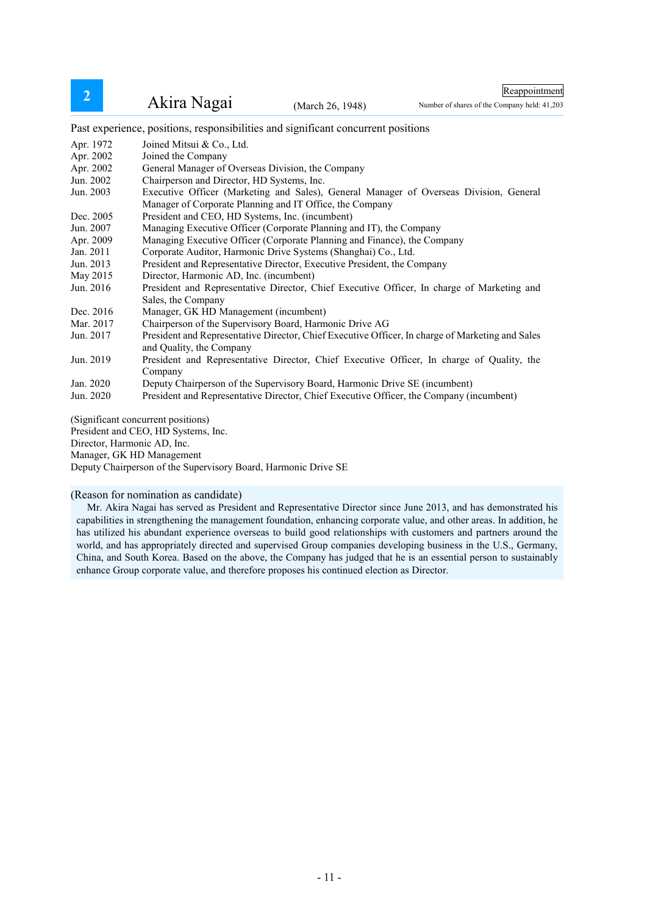## 2 Akira Nagai (March 26, 1948)

Reappointment

Number of shares of the Company held: 41,203

Past experience, positions, responsibilities and significant concurrent positions

| | |
|---|---|
| Apr. 1972 | Joined Mitsui & Co., Ltd. |
| Apr. 2002 | Joined the Company |
| Apr. 2002 | General Manager of Overseas Division, the Company |
| Jun. 2002 | Chairperson and Director, HD Systems, Inc. |
| Jun. 2003 | Executive Officer (Marketing and Sales), General Manager of Overseas Division, General Manager of Corporate Planning and IT Office, the Company |
| Dec. 2005 | President and CEO, HD Systems, Inc. (incumbent) |
| Jun. 2007 | Managing Executive Officer (Corporate Planning and IT), the Company |
| Apr. 2009 | Managing Executive Officer (Corporate Planning and Finance), the Company |
| Jan. 2011 | Corporate Auditor, Harmonic Drive Systems (Shanghai) Co., Ltd. |
| Jun. 2013 | President and Representative Director, Executive President, the Company |
| May 2015 | Director, Harmonic AD, Inc. (incumbent) |
| Jun. 2016 | President and Representative Director, Chief Executive Officer, In charge of Marketing and Sales, the Company |
| Dec. 2016 | Manager, GK HD Management (incumbent) |
| Mar. 2017 | Chairperson of the Supervisory Board, Harmonic Drive AG |
| Jun. 2017 | President and Representative Director, Chief Executive Officer, In charge of Marketing and Sales and Quality, the Company |
| Jun. 2019 | President and Representative Director, Chief Executive Officer, In charge of Quality, the Company |
| Jan. 2020 | Deputy Chairperson of the Supervisory Board, Harmonic Drive SE (incumbent) |
| Jun. 2020 | President and Representative Director, Chief Executive Officer, the Company (incumbent) |

(Significant concurrent positions)
President and CEO, HD Systems, Inc.
Director, Harmonic AD, Inc.
Manager, GK HD Management
Deputy Chairperson of the Supervisory Board, Harmonic Drive SE

(Reason for nomination as candidate)

Mr. Akira Nagai has served as President and Representative Director since June 2013, and has demonstrated his capabilities in strengthening the management foundation, enhancing corporate value, and other areas. In addition, he has utilized his abundant experience overseas to build good relationships with customers and partners around the world, and has appropriately directed and supervised Group companies developing business in the U.S., Germany, China, and South Korea. Based on the above, the Company has judged that he is an essential person to sustainably enhance Group corporate value, and therefore proposes his continued election as Director.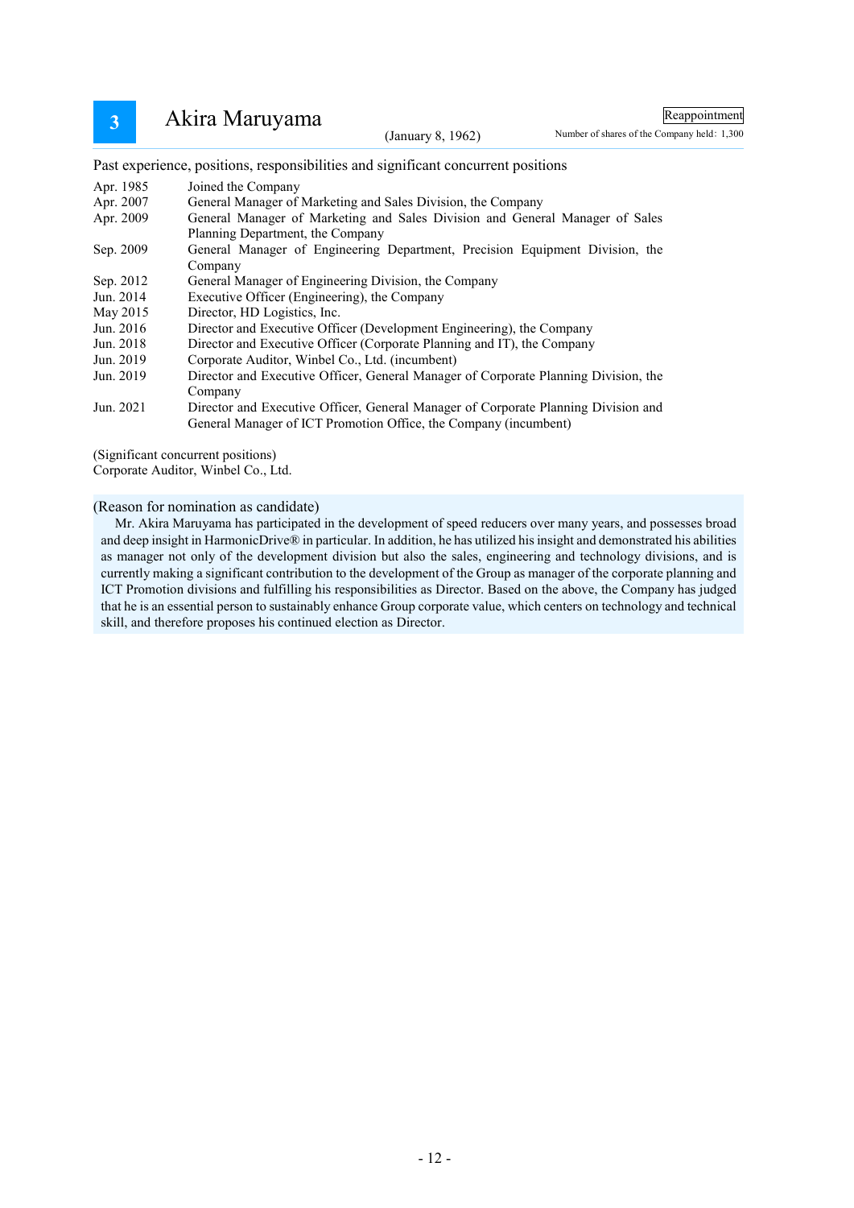## 3 Akira Maruyama

(January 8, 1962)

Reappointment

Number of shares of the Company held: 1,300

Past experience, positions, responsibilities and significant concurrent positions

| | |
|---|---|
| Apr. 1985 | Joined the Company |
| Apr. 2007 | General Manager of Marketing and Sales Division, the Company |
| Apr. 2009 | General Manager of Marketing and Sales Division and General Manager of Sales Planning Department, the Company |
| Sep. 2009 | General Manager of Engineering Department, Precision Equipment Division, the Company |
| Sep. 2012 | General Manager of Engineering Division, the Company |
| Jun. 2014 | Executive Officer (Engineering), the Company |
| May 2015 | Director, HD Logistics, Inc. |
| Jun. 2016 | Director and Executive Officer (Development Engineering), the Company |
| Jun. 2018 | Director and Executive Officer (Corporate Planning and IT), the Company |
| Jun. 2019 | Corporate Auditor, Winbel Co., Ltd. (incumbent) |
| Jun. 2019 | Director and Executive Officer, General Manager of Corporate Planning Division, the Company |
| Jun. 2021 | Director and Executive Officer, General Manager of Corporate Planning Division and General Manager of ICT Promotion Office, the Company (incumbent) |

(Significant concurrent positions)
Corporate Auditor, Winbel Co., Ltd.

(Reason for nomination as candidate)

Mr. Akira Maruyama has participated in the development of speed reducers over many years, and possesses broad and deep insight in HarmonicDrive® in particular. In addition, he has utilized his insight and demonstrated his abilities as manager not only of the development division but also the sales, engineering and technology divisions, and is currently making a significant contribution to the development of the Group as manager of the corporate planning and ICT Promotion divisions and fulfilling his responsibilities as Director. Based on the above, the Company has judged that he is an essential person to sustainably enhance Group corporate value, which centers on technology and technical skill, and therefore proposes his continued election as Director.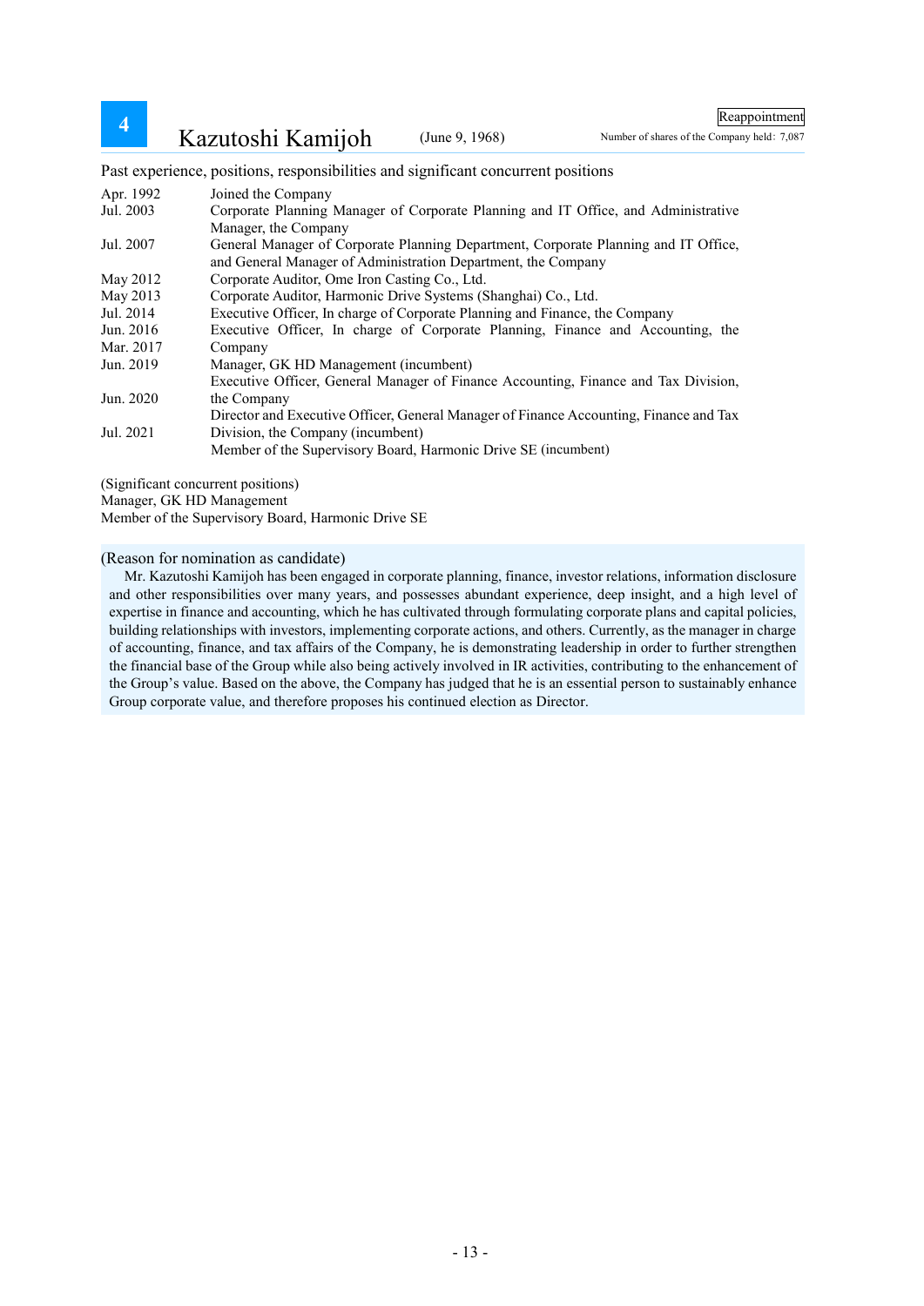# 4 Kazutoshi Kamijoh (June 9, 1968)

Reappointment

Number of shares of the Company held: 7,087

Past experience, positions, responsibilities and significant concurrent positions

| | |
|---|---|
| Apr. 1992 | Joined the Company |
| Jul. 2003 | Corporate Planning Manager of Corporate Planning and IT Office, and Administrative Manager, the Company |
| Jul. 2007 | General Manager of Corporate Planning Department, Corporate Planning and IT Office, and General Manager of Administration Department, the Company |
| May 2012 | Corporate Auditor, Ome Iron Casting Co., Ltd. |
| May 2013 | Corporate Auditor, Harmonic Drive Systems (Shanghai) Co., Ltd. |
| Jul. 2014 | Executive Officer, In charge of Corporate Planning and Finance, the Company |
| Jun. 2016 | Executive Officer, In charge of Corporate Planning, Finance and Accounting, the Company |
| Mar. 2017 | Manager, GK HD Management (incumbent) |
| Jun. 2019 | Executive Officer, General Manager of Finance Accounting, Finance and Tax Division, the Company |
| Jun. 2020 | Director and Executive Officer, General Manager of Finance Accounting, Finance and Tax Division, the Company (incumbent) |
| Jul. 2021 | Member of the Supervisory Board, Harmonic Drive SE (incumbent) |

(Significant concurrent positions)
Manager, GK HD Management
Member of the Supervisory Board, Harmonic Drive SE

(Reason for nomination as candidate)

Mr. Kazutoshi Kamijoh has been engaged in corporate planning, finance, investor relations, information disclosure and other responsibilities over many years, and possesses abundant experience, deep insight, and a high level of expertise in finance and accounting, which he has cultivated through formulating corporate plans and capital policies, building relationships with investors, implementing corporate actions, and others. Currently, as the manager in charge of accounting, finance, and tax affairs of the Company, he is demonstrating leadership in order to further strengthen the financial base of the Group while also being actively involved in IR activities, contributing to the enhancement of the Group's value. Based on the above, the Company has judged that he is an essential person to sustainably enhance Group corporate value, and therefore proposes his continued election as Director.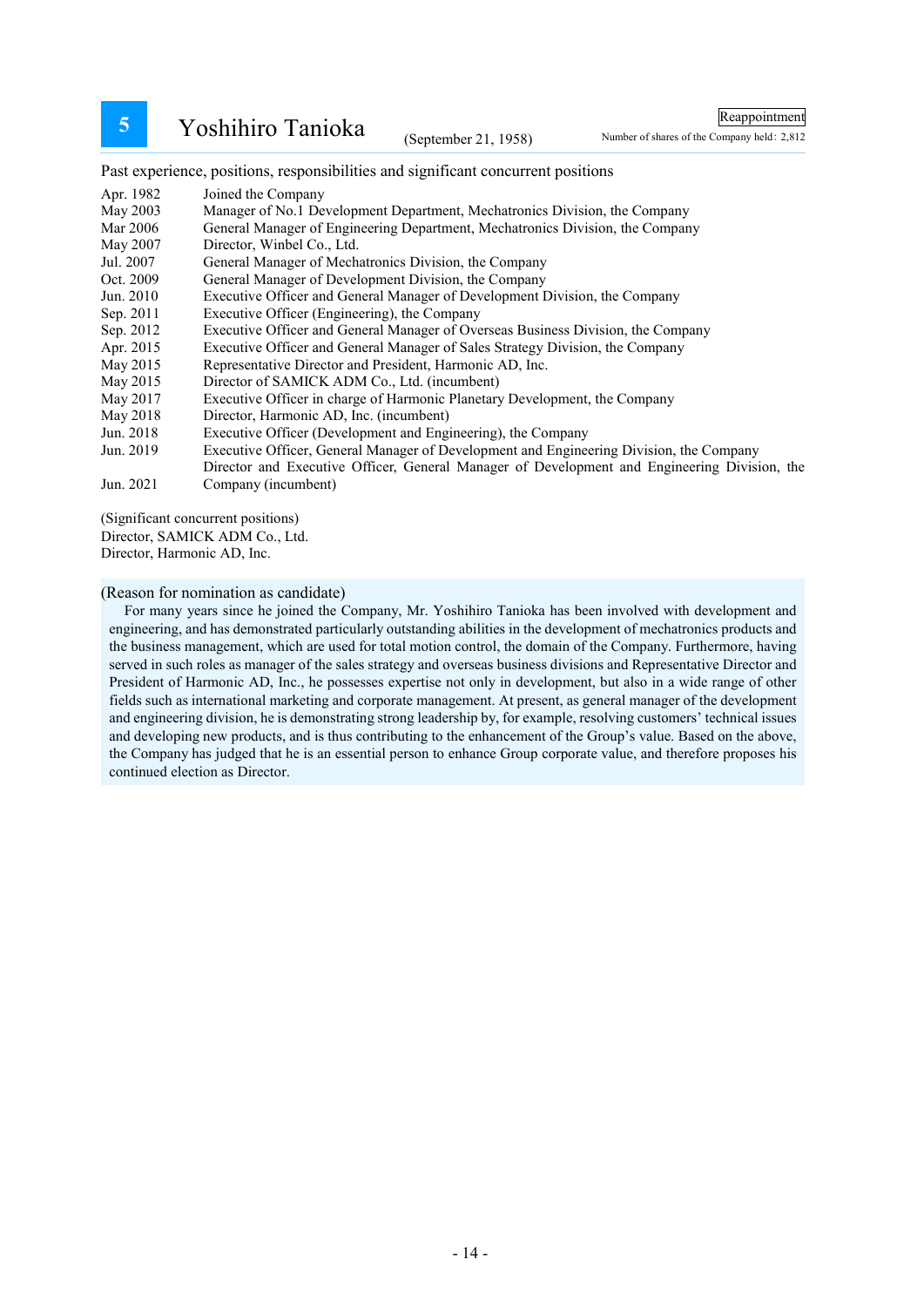## 5 Yoshihiro Tanioka (September 21, 1958)

Reappointment

Number of shares of the Company held: 2,812

Past experience, positions, responsibilities and significant concurrent positions

| | |
|---|---|
| Apr. 1982 | Joined the Company |
| May 2003 | Manager of No.1 Development Department, Mechatronics Division, the Company |
| Mar 2006 | General Manager of Engineering Department, Mechatronics Division, the Company |
| May 2007 | Director, Winbel Co., Ltd. |
| Jul. 2007 | General Manager of Mechatronics Division, the Company |
| Oct. 2009 | General Manager of Development Division, the Company |
| Jun. 2010 | Executive Officer and General Manager of Development Division, the Company |
| Sep. 2011 | Executive Officer (Engineering), the Company |
| Sep. 2012 | Executive Officer and General Manager of Overseas Business Division, the Company |
| Apr. 2015 | Executive Officer and General Manager of Sales Strategy Division, the Company |
| May 2015 | Representative Director and President, Harmonic AD, Inc. |
| May 2015 | Director of SAMICK ADM Co., Ltd. (incumbent) |
| May 2017 | Executive Officer in charge of Harmonic Planetary Development, the Company |
| May 2018 | Director, Harmonic AD, Inc. (incumbent) |
| Jun. 2018 | Executive Officer (Development and Engineering), the Company |
| Jun. 2019 | Executive Officer, General Manager of Development and Engineering Division, the Company |
| Jun. 2021 | Director and Executive Officer, General Manager of Development and Engineering Division, the Company (incumbent) |

(Significant concurrent positions)
Director, SAMICK ADM Co., Ltd.
Director, Harmonic AD, Inc.

(Reason for nomination as candidate)

For many years since he joined the Company, Mr. Yoshihiro Tanioka has been involved with development and engineering, and has demonstrated particularly outstanding abilities in the development of mechatronics products and the business management, which are used for total motion control, the domain of the Company. Furthermore, having served in such roles as manager of the sales strategy and overseas business divisions and Representative Director and President of Harmonic AD, Inc., he possesses expertise not only in development, but also in a wide range of other fields such as international marketing and corporate management. At present, as general manager of the development and engineering division, he is demonstrating strong leadership by, for example, resolving customers' technical issues and developing new products, and is thus contributing to the enhancement of the Group's value. Based on the above, the Company has judged that he is an essential person to enhance Group corporate value, and therefore proposes his continued election as Director.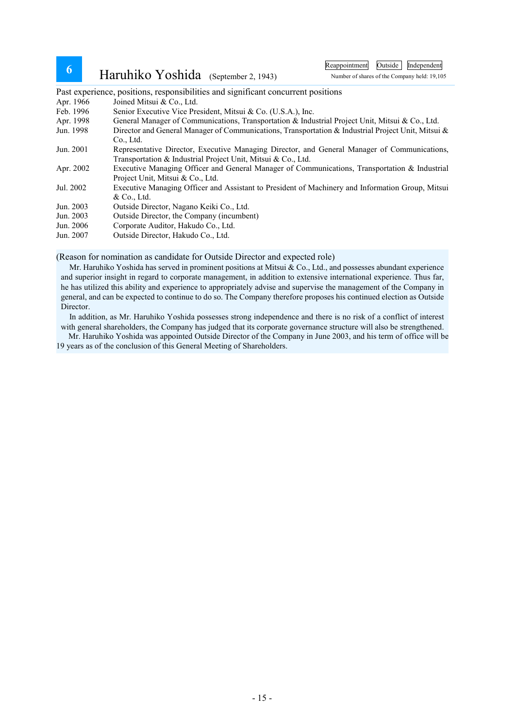**6** Haruhiko Yoshida (September 2, 1943)

Reappointment | Outside | Independent

Number of shares of the Company held: 19,105

Past experience, positions, responsibilities and significant concurrent positions

| | |
|---|---|
| Apr. 1966 | Joined Mitsui & Co., Ltd. |
| Feb. 1996 | Senior Executive Vice President, Mitsui & Co. (U.S.A.), Inc. |
| Apr. 1998 | General Manager of Communications, Transportation & Industrial Project Unit, Mitsui & Co., Ltd. |
| Jun. 1998 | Director and General Manager of Communications, Transportation & Industrial Project Unit, Mitsui & Co., Ltd. |
| Jun. 2001 | Representative Director, Executive Managing Director, and General Manager of Communications, Transportation & Industrial Project Unit, Mitsui & Co., Ltd. |
| Apr. 2002 | Executive Managing Officer and General Manager of Communications, Transportation & Industrial Project Unit, Mitsui & Co., Ltd. |
| Jul. 2002 | Executive Managing Officer and Assistant to President of Machinery and Information Group, Mitsui & Co., Ltd. |
| Jun. 2003 | Outside Director, Nagano Keiki Co., Ltd. |
| Jun. 2003 | Outside Director, the Company (incumbent) |
| Jun. 2006 | Corporate Auditor, Hakudo Co., Ltd. |
| Jun. 2007 | Outside Director, Hakudo Co., Ltd. |

(Reason for nomination as candidate for Outside Director and expected role)

Mr. Haruhiko Yoshida has served in prominent positions at Mitsui & Co., Ltd., and possesses abundant experience and superior insight in regard to corporate management, in addition to extensive international experience. Thus far, he has utilized this ability and experience to appropriately advise and supervise the management of the Company in general, and can be expected to continue to do so. The Company therefore proposes his continued election as Outside Director.

In addition, as Mr. Haruhiko Yoshida possesses strong independence and there is no risk of a conflict of interest with general shareholders, the Company has judged that its corporate governance structure will also be strengthened.

Mr. Haruhiko Yoshida was appointed Outside Director of the Company in June 2003, and his term of office will be 19 years as of the conclusion of this General Meeting of Shareholders.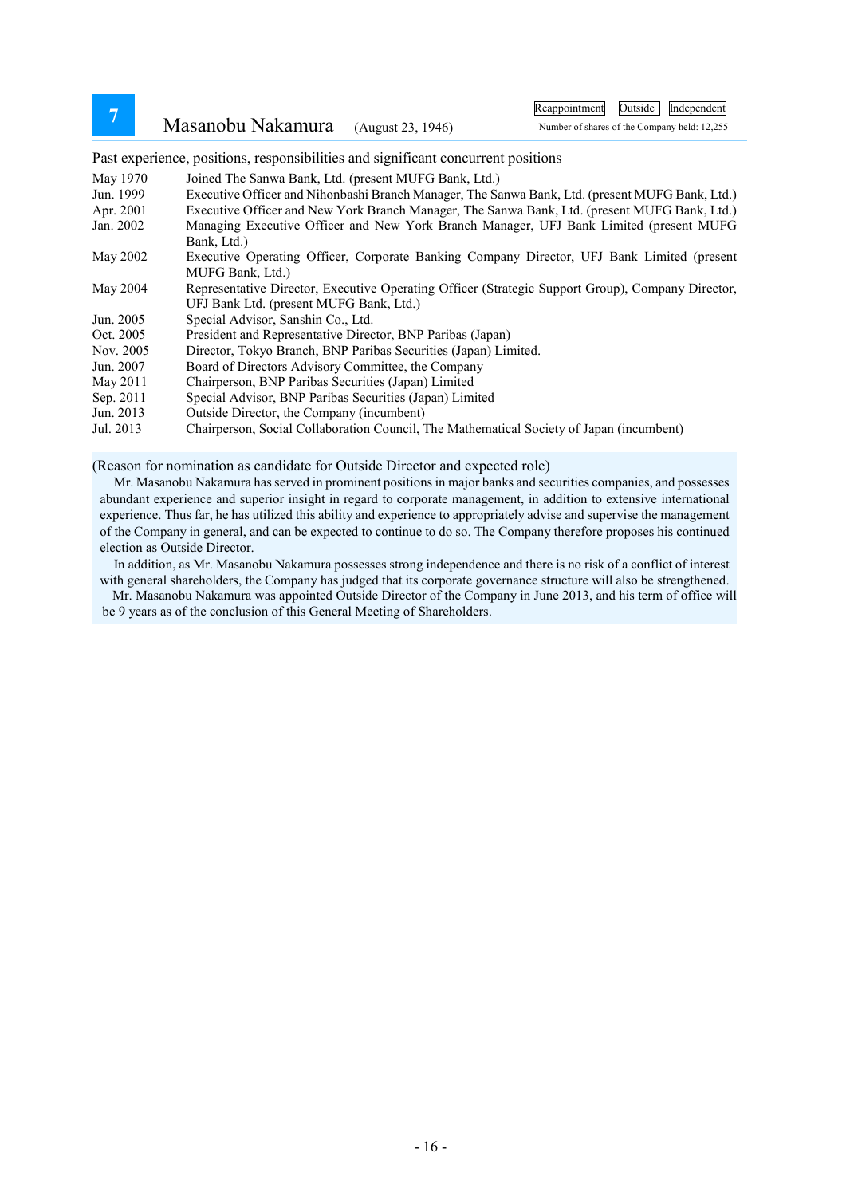## 7 Masanobu Nakamura (August 23, 1946)

Reappointment | Outside | Independent

Number of shares of the Company held: 12,255

Past experience, positions, responsibilities and significant concurrent positions

| | |
|---|---|
| May 1970 | Joined The Sanwa Bank, Ltd. (present MUFG Bank, Ltd.) |
| Jun. 1999 | Executive Officer and Nihonbashi Branch Manager, The Sanwa Bank, Ltd. (present MUFG Bank, Ltd.) |
| Apr. 2001 | Executive Officer and New York Branch Manager, The Sanwa Bank, Ltd. (present MUFG Bank, Ltd.) |
| Jan. 2002 | Managing Executive Officer and New York Branch Manager, UFJ Bank Limited (present MUFG Bank, Ltd.) |
| May 2002 | Executive Operating Officer, Corporate Banking Company Director, UFJ Bank Limited (present MUFG Bank, Ltd.) |
| May 2004 | Representative Director, Executive Operating Officer (Strategic Support Group), Company Director, UFJ Bank Ltd. (present MUFG Bank, Ltd.) |
| Jun. 2005 | Special Advisor, Sanshin Co., Ltd. |
| Oct. 2005 | President and Representative Director, BNP Paribas (Japan) |
| Nov. 2005 | Director, Tokyo Branch, BNP Paribas Securities (Japan) Limited. |
| Jun. 2007 | Board of Directors Advisory Committee, the Company |
| May 2011 | Chairperson, BNP Paribas Securities (Japan) Limited |
| Sep. 2011 | Special Advisor, BNP Paribas Securities (Japan) Limited |
| Jun. 2013 | Outside Director, the Company (incumbent) |
| Jul. 2013 | Chairperson, Social Collaboration Council, The Mathematical Society of Japan (incumbent) |

(Reason for nomination as candidate for Outside Director and expected role)

Mr. Masanobu Nakamura has served in prominent positions in major banks and securities companies, and possesses abundant experience and superior insight in regard to corporate management, in addition to extensive international experience. Thus far, he has utilized this ability and experience to appropriately advise and supervise the management of the Company in general, and can be expected to continue to do so. The Company therefore proposes his continued election as Outside Director.

In addition, as Mr. Masanobu Nakamura possesses strong independence and there is no risk of a conflict of interest with general shareholders, the Company has judged that its corporate governance structure will also be strengthened.

Mr. Masanobu Nakamura was appointed Outside Director of the Company in June 2013, and his term of office will be 9 years as of the conclusion of this General Meeting of Shareholders.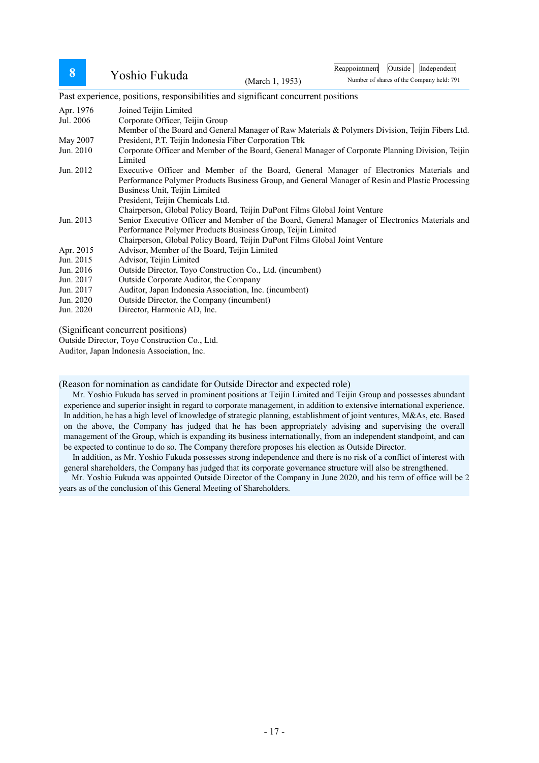## 8 Yoshio Fukuda (March 1, 1953)

Reappointment | Outside | Independent

Number of shares of the Company held: 791

Past experience, positions, responsibilities and significant concurrent positions

| | |
|---|---|
| Apr. 1976 | Joined Teijin Limited |
| Jul. 2006 | Corporate Officer, Teijin Group<br>Member of the Board and General Manager of Raw Materials & Polymers Division, Teijin Fibers Ltd. |
| May 2007 | President, P.T. Teijin Indonesia Fiber Corporation Tbk |
| Jun. 2010 | Corporate Officer and Member of the Board, General Manager of Corporate Planning Division, Teijin Limited |
| Jun. 2012 | Executive Officer and Member of the Board, General Manager of Electronics Materials and Performance Polymer Products Business Group, and General Manager of Resin and Plastic Processing Business Unit, Teijin Limited<br>President, Teijin Chemicals Ltd.<br>Chairperson, Global Policy Board, Teijin DuPont Films Global Joint Venture |
| Jun. 2013 | Senior Executive Officer and Member of the Board, General Manager of Electronics Materials and Performance Polymer Products Business Group, Teijin Limited<br>Chairperson, Global Policy Board, Teijin DuPont Films Global Joint Venture |
| Apr. 2015 | Advisor, Member of the Board, Teijin Limited |
| Jun. 2015 | Advisor, Teijin Limited |
| Jun. 2016 | Outside Director, Toyo Construction Co., Ltd. (incumbent) |
| Jun. 2017 | Outside Corporate Auditor, the Company |
| Jun. 2017 | Auditor, Japan Indonesia Association, Inc. (incumbent) |
| Jun. 2020 | Outside Director, the Company (incumbent) |
| Jun. 2020 | Director, Harmonic AD, Inc. |

(Significant concurrent positions)
Outside Director, Toyo Construction Co., Ltd.
Auditor, Japan Indonesia Association, Inc.

(Reason for nomination as candidate for Outside Director and expected role)

Mr. Yoshio Fukuda has served in prominent positions at Teijin Limited and Teijin Group and possesses abundant experience and superior insight in regard to corporate management, in addition to extensive international experience. In addition, he has a high level of knowledge of strategic planning, establishment of joint ventures, M&As, etc. Based on the above, the Company has judged that he has been appropriately advising and supervising the overall management of the Group, which is expanding its business internationally, from an independent standpoint, and can be expected to continue to do so. The Company therefore proposes his election as Outside Director.

In addition, as Mr. Yoshio Fukuda possesses strong independence and there is no risk of a conflict of interest with general shareholders, the Company has judged that its corporate governance structure will also be strengthened.

Mr. Yoshio Fukuda was appointed Outside Director of the Company in June 2020, and his term of office will be 2 years as of the conclusion of this General Meeting of Shareholders.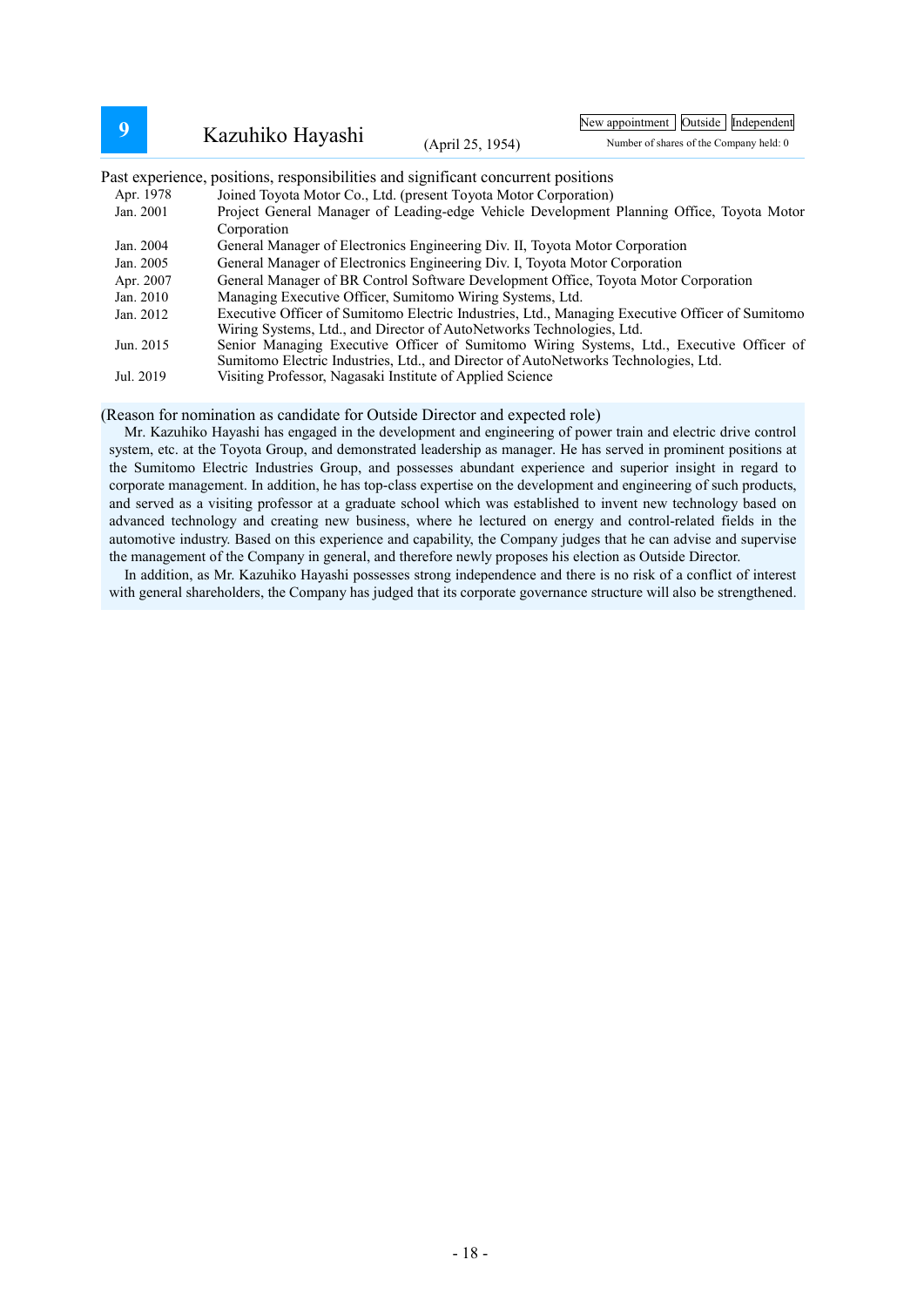## 9 Kazuhiko Hayashi (April 25, 1954)

New appointment | Outside | Independent

Number of shares of the Company held: 0

Past experience, positions, responsibilities and significant concurrent positions

| | |
|---|---|
| Apr. 1978 | Joined Toyota Motor Co., Ltd. (present Toyota Motor Corporation) |
| Jan. 2001 | Project General Manager of Leading-edge Vehicle Development Planning Office, Toyota Motor Corporation |
| Jan. 2004 | General Manager of Electronics Engineering Div. II, Toyota Motor Corporation |
| Jan. 2005 | General Manager of Electronics Engineering Div. I, Toyota Motor Corporation |
| Apr. 2007 | General Manager of BR Control Software Development Office, Toyota Motor Corporation |
| Jan. 2010 | Managing Executive Officer, Sumitomo Wiring Systems, Ltd. |
| Jan. 2012 | Executive Officer of Sumitomo Electric Industries, Ltd., Managing Executive Officer of Sumitomo Wiring Systems, Ltd., and Director of AutoNetworks Technologies, Ltd. |
| Jun. 2015 | Senior Managing Executive Officer of Sumitomo Wiring Systems, Ltd., Executive Officer of Sumitomo Electric Industries, Ltd., and Director of AutoNetworks Technologies, Ltd. |
| Jul. 2019 | Visiting Professor, Nagasaki Institute of Applied Science |

(Reason for nomination as candidate for Outside Director and expected role)

Mr. Kazuhiko Hayashi has engaged in the development and engineering of power train and electric drive control system, etc. at the Toyota Group, and demonstrated leadership as manager. He has served in prominent positions at the Sumitomo Electric Industries Group, and possesses abundant experience and superior insight in regard to corporate management. In addition, he has top-class expertise on the development and engineering of such products, and served as a visiting professor at a graduate school which was established to invent new technology based on advanced technology and creating new business, where he lectured on energy and control-related fields in the automotive industry. Based on this experience and capability, the Company judges that he can advise and supervise the management of the Company in general, and therefore newly proposes his election as Outside Director.

In addition, as Mr. Kazuhiko Hayashi possesses strong independence and there is no risk of a conflict of interest with general shareholders, the Company has judged that its corporate governance structure will also be strengthened.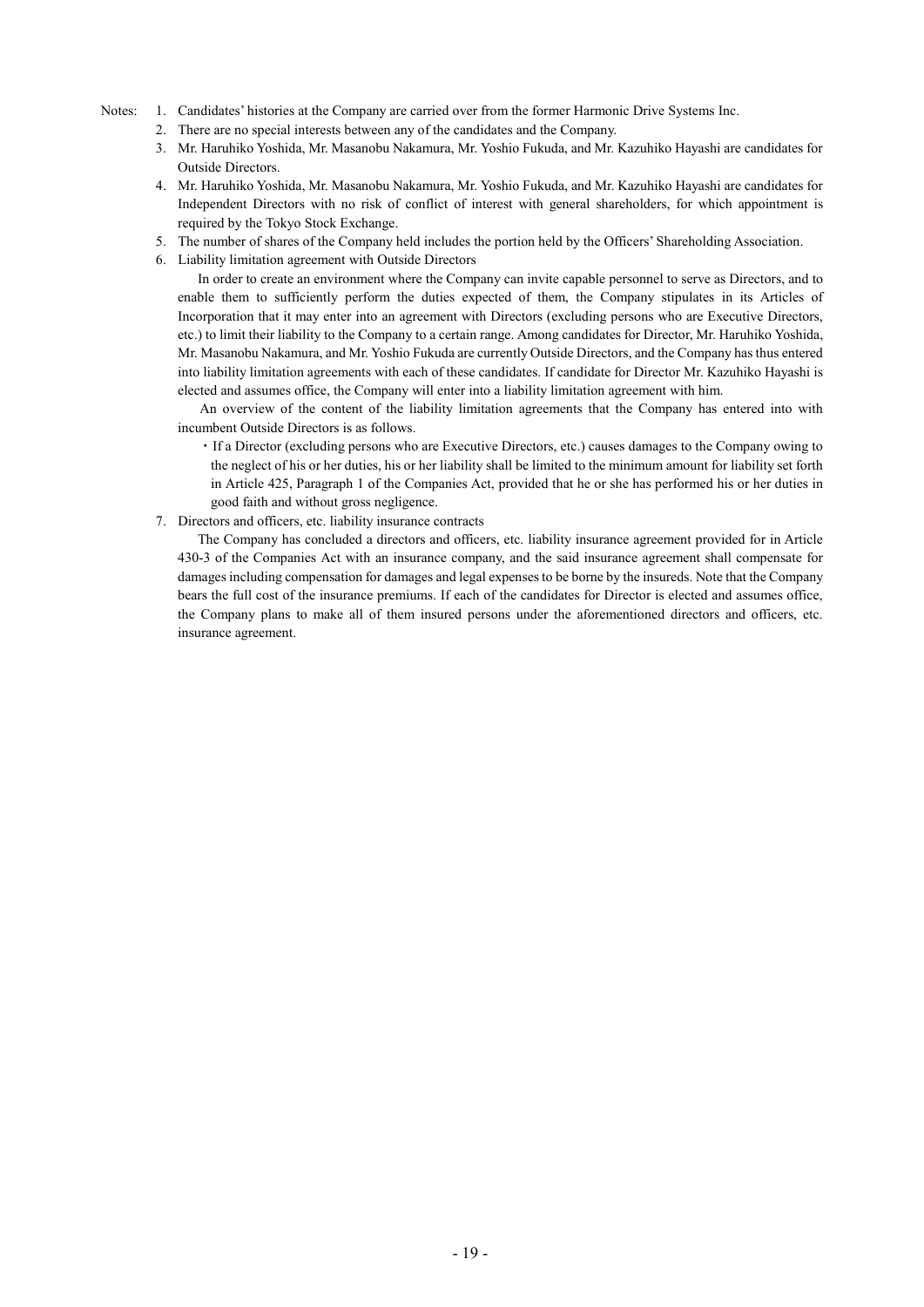Notes:

1. Candidates' histories at the Company are carried over from the former Harmonic Drive Systems Inc.
2. There are no special interests between any of the candidates and the Company.
3. Mr. Haruhiko Yoshida, Mr. Masanobu Nakamura, Mr. Yoshio Fukuda, and Mr. Kazuhiko Hayashi are candidates for Outside Directors.
4. Mr. Haruhiko Yoshida, Mr. Masanobu Nakamura, Mr. Yoshio Fukuda, and Mr. Kazuhiko Hayashi are candidates for Independent Directors with no risk of conflict of interest with general shareholders, for which appointment is required by the Tokyo Stock Exchange.
5. The number of shares of the Company held includes the portion held by the Officers' Shareholding Association.
6. Liability limitation agreement with Outside Directors

   In order to create an environment where the Company can invite capable personnel to serve as Directors, and to enable them to sufficiently perform the duties expected of them, the Company stipulates in its Articles of Incorporation that it may enter into an agreement with Directors (excluding persons who are Executive Directors, etc.) to limit their liability to the Company to a certain range. Among candidates for Director, Mr. Haruhiko Yoshida, Mr. Masanobu Nakamura, and Mr. Yoshio Fukuda are currently Outside Directors, and the Company has thus entered into liability limitation agreements with each of these candidates. If candidate for Director Mr. Kazuhiko Hayashi is elected and assumes office, the Company will enter into a liability limitation agreement with him.

   An overview of the content of the liability limitation agreements that the Company has entered into with incumbent Outside Directors is as follows.

   ・If a Director (excluding persons who are Executive Directors, etc.) causes damages to the Company owing to the neglect of his or her duties, his or her liability shall be limited to the minimum amount for liability set forth in Article 425, Paragraph 1 of the Companies Act, provided that he or she has performed his or her duties in good faith and without gross negligence.
7. Directors and officers, etc. liability insurance contracts

   The Company has concluded a directors and officers, etc. liability insurance agreement provided for in Article 430-3 of the Companies Act with an insurance company, and the said insurance agreement shall compensate for damages including compensation for damages and legal expenses to be borne by the insureds. Note that the Company bears the full cost of the insurance premiums. If each of the candidates for Director is elected and assumes office, the Company plans to make all of them insured persons under the aforementioned directors and officers, etc. insurance agreement.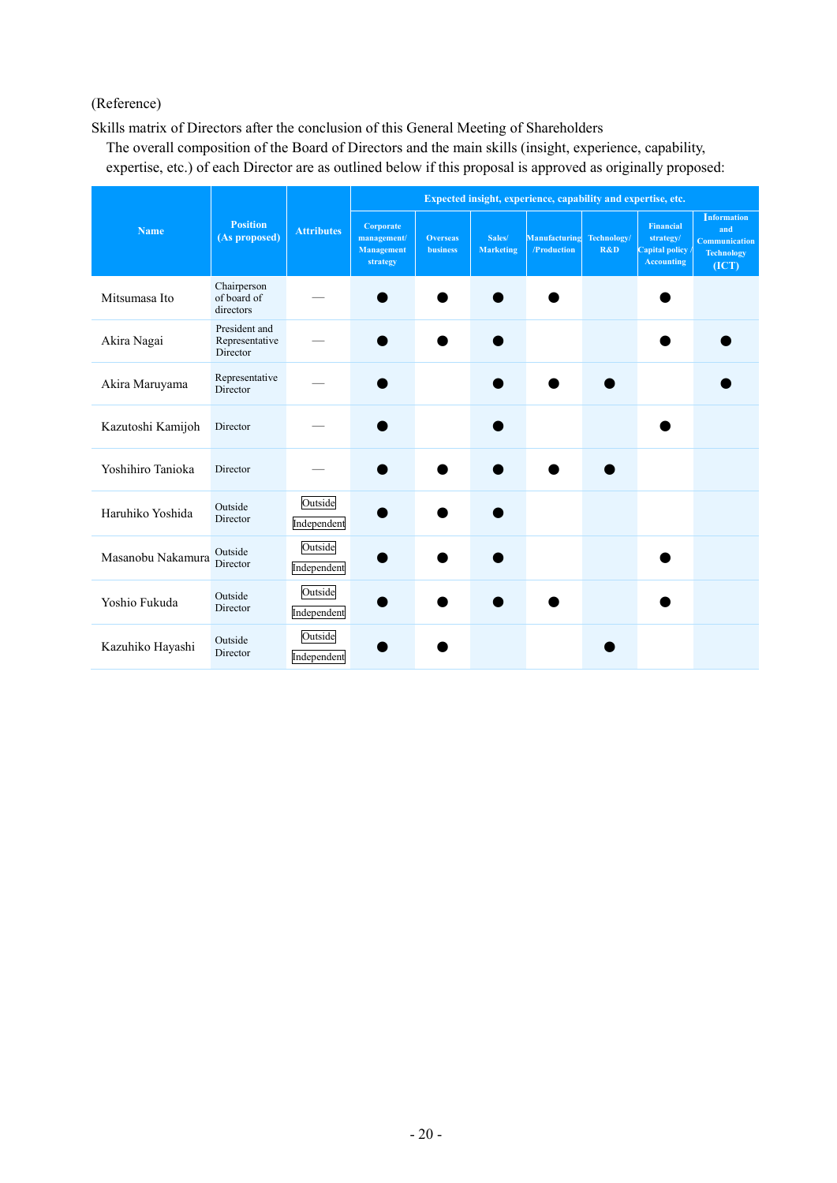(Reference)

Skills matrix of Directors after the conclusion of this General Meeting of Shareholders

The overall composition of the Board of Directors and the main skills (insight, experience, capability, expertise, etc.) of each Director are as outlined below if this proposal is approved as originally proposed:

| Name | Position (As proposed) | Attributes | Expected insight, experience, capability and expertise, etc. | | | | | | |
|---|---|---|---|---|---|---|---|---|---|
| | | | Corporate management/ Management strategy | Overseas business | Sales/ Marketing | Manufacturing /Production | Technology/ R&D | Financial strategy/ Capital policy / Accounting | Information and Communication Technology (ICT) |
| Mitsumasa Ito | Chairperson of board of directors | — | ● | ● | ● | ● | | ● | |
| Akira Nagai | President and Representative Director | — | ● | ● | ● | | | ● | ● |
| Akira Maruyama | Representative Director | — | ● | | ● | ● | ● | | ● |
| Kazutoshi Kamijoh | Director | — | ● | | ● | | | ● | |
| Yoshihiro Tanioka | Director | — | ● | ● | ● | ● | ● | | |
| Haruhiko Yoshida | Outside Director | Outside Independent | ● | ● | ● | | | | |
| Masanobu Nakamura | Outside Director | Outside Independent | ● | ● | ● | | | ● | |
| Yoshio Fukuda | Outside Director | Outside Independent | ● | ● | ● | ● | | ● | |
| Kazuhiko Hayashi | Outside Director | Outside Independent | ● | ● | | | ● | | |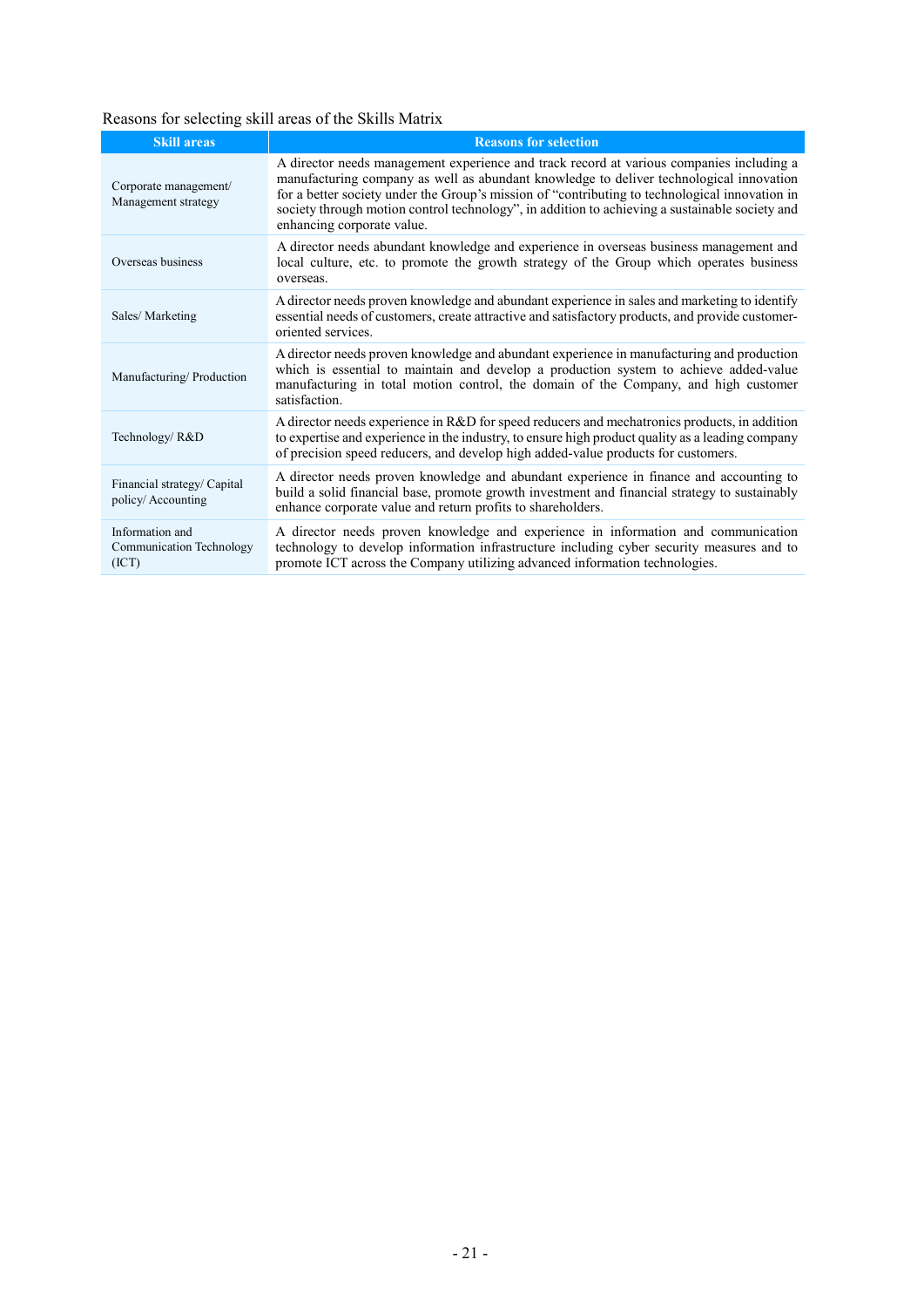Reasons for selecting skill areas of the Skills Matrix

| Skill areas | Reasons for selection |
|---|---|
| Corporate management/ Management strategy | A director needs management experience and track record at various companies including a manufacturing company as well as abundant knowledge to deliver technological innovation for a better society under the Group's mission of "contributing to technological innovation in society through motion control technology", in addition to achieving a sustainable society and enhancing corporate value. |
| Overseas business | A director needs abundant knowledge and experience in overseas business management and local culture, etc. to promote the growth strategy of the Group which operates business overseas. |
| Sales/ Marketing | A director needs proven knowledge and abundant experience in sales and marketing to identify essential needs of customers, create attractive and satisfactory products, and provide customer-oriented services. |
| Manufacturing/ Production | A director needs proven knowledge and abundant experience in manufacturing and production which is essential to maintain and develop a production system to achieve added-value manufacturing in total motion control, the domain of the Company, and high customer satisfaction. |
| Technology/ R&D | A director needs experience in R&D for speed reducers and mechatronics products, in addition to expertise and experience in the industry, to ensure high product quality as a leading company of precision speed reducers, and develop high added-value products for customers. |
| Financial strategy/ Capital policy/ Accounting | A director needs proven knowledge and abundant experience in finance and accounting to build a solid financial base, promote growth investment and financial strategy to sustainably enhance corporate value and return profits to shareholders. |
| Information and Communication Technology (ICT) | A director needs proven knowledge and experience in information and communication technology to develop information infrastructure including cyber security measures and to promote ICT across the Company utilizing advanced information technologies. |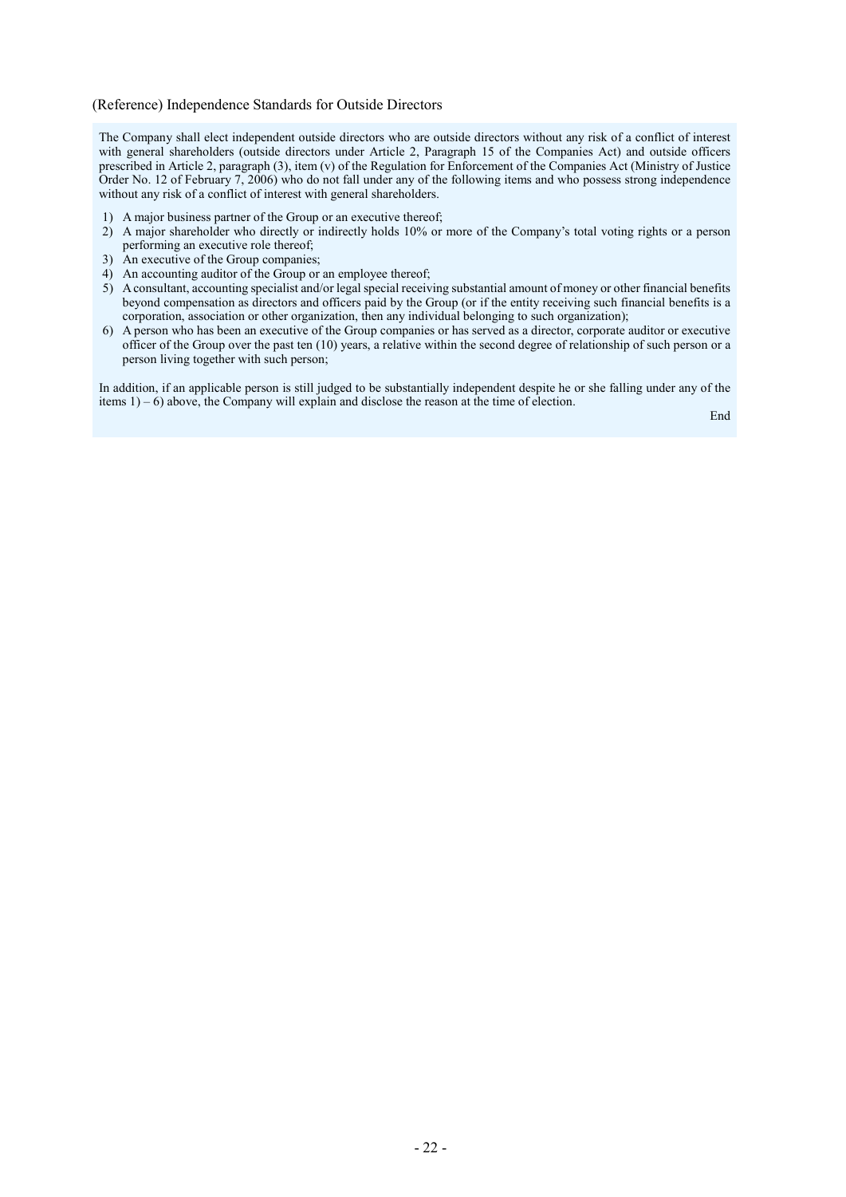(Reference) Independence Standards for Outside Directors

The Company shall elect independent outside directors who are outside directors without any risk of a conflict of interest with general shareholders (outside directors under Article 2, Paragraph 15 of the Companies Act) and outside officers prescribed in Article 2, paragraph (3), item (v) of the Regulation for Enforcement of the Companies Act (Ministry of Justice Order No. 12 of February 7, 2006) who do not fall under any of the following items and who possess strong independence without any risk of a conflict of interest with general shareholders.

1) A major business partner of the Group or an executive thereof;
2) A major shareholder who directly or indirectly holds 10% or more of the Company's total voting rights or a person performing an executive role thereof;
3) An executive of the Group companies;
4) An accounting auditor of the Group or an employee thereof;
5) A consultant, accounting specialist and/or legal special receiving substantial amount of money or other financial benefits beyond compensation as directors and officers paid by the Group (or if the entity receiving such financial benefits is a corporation, association or other organization, then any individual belonging to such organization);
6) A person who has been an executive of the Group companies or has served as a director, corporate auditor or executive officer of the Group over the past ten (10) years, a relative within the second degree of relationship of such person or a person living together with such person;

In addition, if an applicable person is still judged to be substantially independent despite he or she falling under any of the items 1) – 6) above, the Company will explain and disclose the reason at the time of election.

End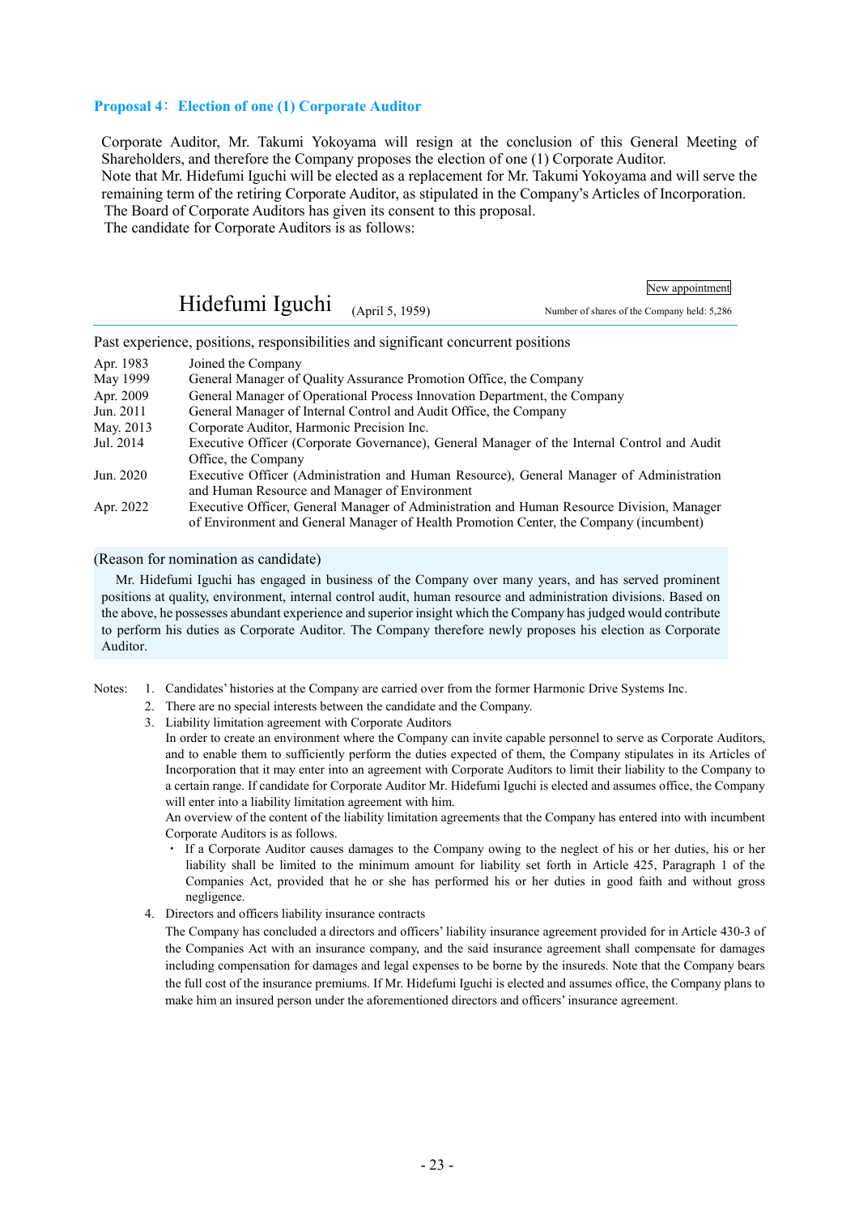## Proposal 4: Election of one (1) Corporate Auditor

Corporate Auditor, Mr. Takumi Yokoyama will resign at the conclusion of this General Meeting of Shareholders, and therefore the Company proposes the election of one (1) Corporate Auditor.
Note that Mr. Hidefumi Iguchi will be elected as a replacement for Mr. Takumi Yokoyama and will serve the remaining term of the retiring Corporate Auditor, as stipulated in the Company's Articles of Incorporation.
The Board of Corporate Auditors has given its consent to this proposal.
The candidate for Corporate Auditors is as follows:

New appointment

### Hidefumi Iguchi (April 5, 1959)

Number of shares of the Company held: 5,286

Past experience, positions, responsibilities and significant concurrent positions

| | |
|---|---|
| Apr. 1983 | Joined the Company |
| May 1999 | General Manager of Quality Assurance Promotion Office, the Company |
| Apr. 2009 | General Manager of Operational Process Innovation Department, the Company |
| Jun. 2011 | General Manager of Internal Control and Audit Office, the Company |
| May. 2013 | Corporate Auditor, Harmonic Precision Inc. |
| Jul. 2014 | Executive Officer (Corporate Governance), General Manager of the Internal Control and Audit Office, the Company |
| Jun. 2020 | Executive Officer (Administration and Human Resource), General Manager of Administration and Human Resource and Manager of Environment |
| Apr. 2022 | Executive Officer, General Manager of Administration and Human Resource Division, Manager of Environment and General Manager of Health Promotion Center, the Company (incumbent) |

(Reason for nomination as candidate)

Mr. Hidefumi Iguchi has engaged in business of the Company over many years, and has served prominent positions at quality, environment, internal control audit, human resource and administration divisions. Based on the above, he possesses abundant experience and superior insight which the Company has judged would contribute to perform his duties as Corporate Auditor. The Company therefore newly proposes his election as Corporate Auditor.

Notes:
1. Candidates' histories at the Company are carried over from the former Harmonic Drive Systems Inc.
2. There are no special interests between the candidate and the Company.
3. Liability limitation agreement with Corporate Auditors
   In order to create an environment where the Company can invite capable personnel to serve as Corporate Auditors, and to enable them to sufficiently perform the duties expected of them, the Company stipulates in its Articles of Incorporation that it may enter into an agreement with Corporate Auditors to limit their liability to the Company to a certain range. If candidate for Corporate Auditor Mr. Hidefumi Iguchi is elected and assumes office, the Company will enter into a liability limitation agreement with him.
   An overview of the content of the liability limitation agreements that the Company has entered into with incumbent Corporate Auditors is as follows.
   - If a Corporate Auditor causes damages to the Company owing to the neglect of his or her duties, his or her liability shall be limited to the minimum amount for liability set forth in Article 425, Paragraph 1 of the Companies Act, provided that he or she has performed his or her duties in good faith and without gross negligence.
4. Directors and officers liability insurance contracts
   The Company has concluded a directors and officers' liability insurance agreement provided for in Article 430-3 of the Companies Act with an insurance company, and the said insurance agreement shall compensate for damages including compensation for damages and legal expenses to be borne by the insureds. Note that the Company bears the full cost of the insurance premiums. If Mr. Hidefumi Iguchi is elected and assumes office, the Company plans to make him an insured person under the aforementioned directors and officers' insurance agreement.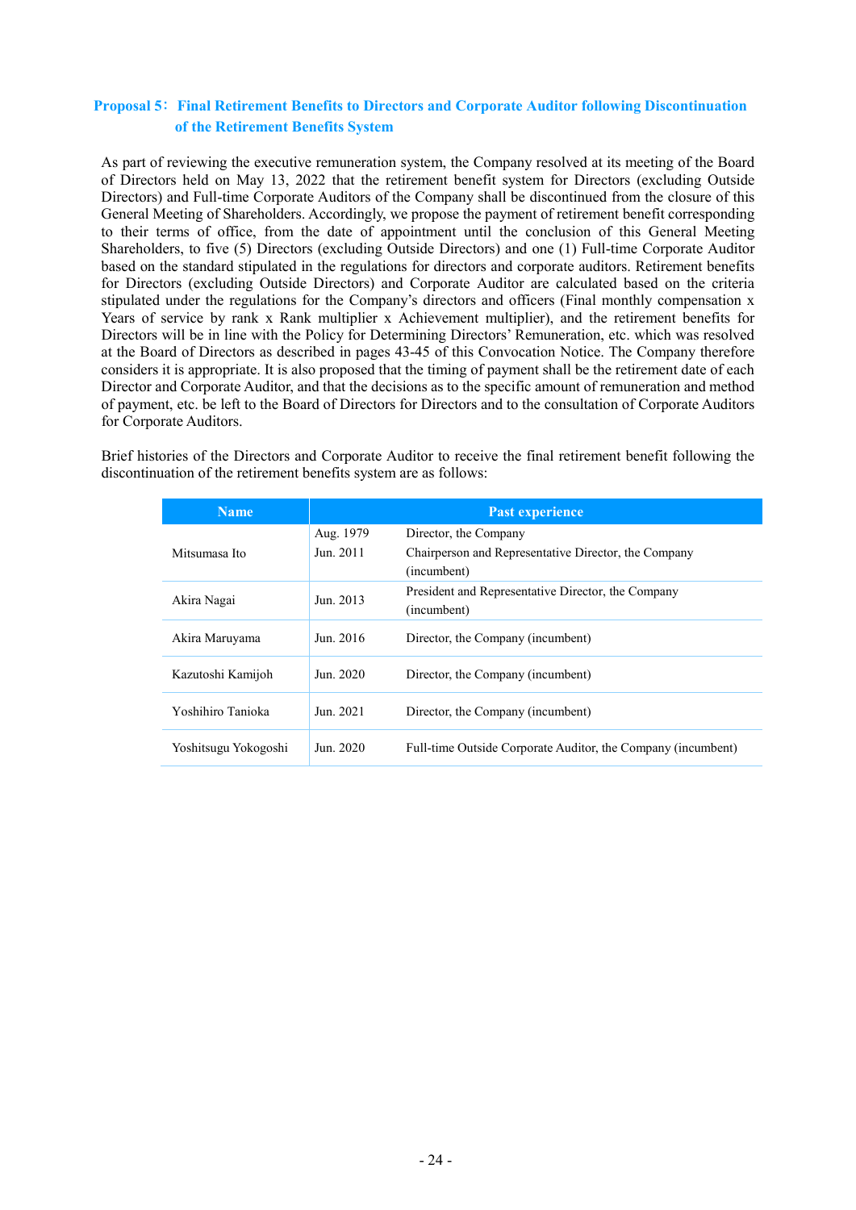## Proposal 5: Final Retirement Benefits to Directors and Corporate Auditor following Discontinuation of the Retirement Benefits System

As part of reviewing the executive remuneration system, the Company resolved at its meeting of the Board of Directors held on May 13, 2022 that the retirement benefit system for Directors (excluding Outside Directors) and Full-time Corporate Auditors of the Company shall be discontinued from the closure of this General Meeting of Shareholders. Accordingly, we propose the payment of retirement benefit corresponding to their terms of office, from the date of appointment until the conclusion of this General Meeting Shareholders, to five (5) Directors (excluding Outside Directors) and one (1) Full-time Corporate Auditor based on the standard stipulated in the regulations for directors and corporate auditors. Retirement benefits for Directors (excluding Outside Directors) and Corporate Auditor are calculated based on the criteria stipulated under the regulations for the Company's directors and officers (Final monthly compensation x Years of service by rank x Rank multiplier x Achievement multiplier), and the retirement benefits for Directors will be in line with the Policy for Determining Directors' Remuneration, etc. which was resolved at the Board of Directors as described in pages 43-45 of this Convocation Notice. The Company therefore considers it is appropriate. It is also proposed that the timing of payment shall be the retirement date of each Director and Corporate Auditor, and that the decisions as to the specific amount of remuneration and method of payment, etc. be left to the Board of Directors for Directors and to the consultation of Corporate Auditors for Corporate Auditors.

Brief histories of the Directors and Corporate Auditor to receive the final retirement benefit following the discontinuation of the retirement benefits system are as follows:

| Name | Past experience | |
|---|---|---|
| Mitsumasa Ito | Aug. 1979<br>Jun. 2011 | Director, the Company<br>Chairperson and Representative Director, the Company (incumbent) |
| Akira Nagai | Jun. 2013 | President and Representative Director, the Company (incumbent) |
| Akira Maruyama | Jun. 2016 | Director, the Company (incumbent) |
| Kazutoshi Kamijoh | Jun. 2020 | Director, the Company (incumbent) |
| Yoshihiro Tanioka | Jun. 2021 | Director, the Company (incumbent) |
| Yoshitsugu Yokogoshi | Jun. 2020 | Full-time Outside Corporate Auditor, the Company (incumbent) |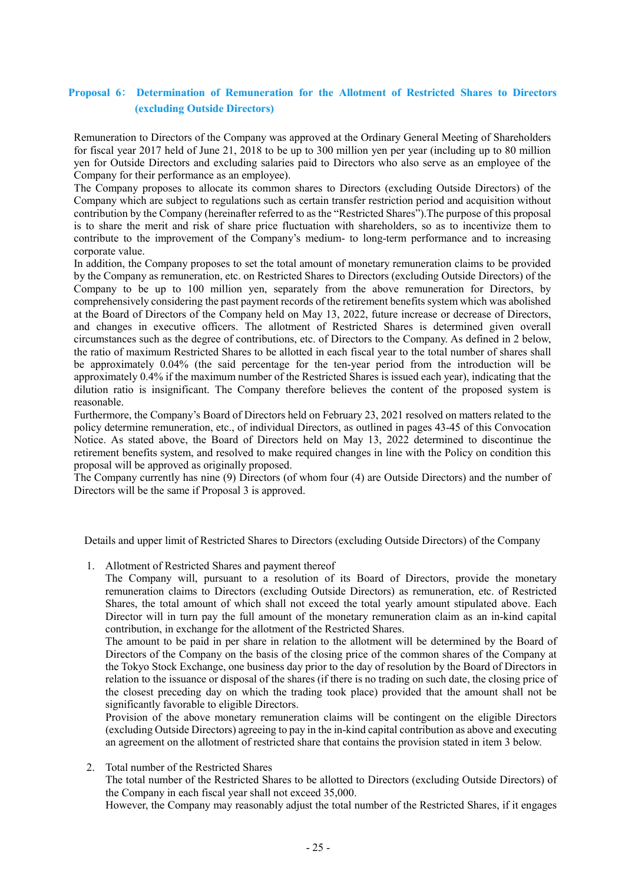## Proposal 6: Determination of Remuneration for the Allotment of Restricted Shares to Directors (excluding Outside Directors)

Remuneration to Directors of the Company was approved at the Ordinary General Meeting of Shareholders for fiscal year 2017 held of June 21, 2018 to be up to 300 million yen per year (including up to 80 million yen for Outside Directors and excluding salaries paid to Directors who also serve as an employee of the Company for their performance as an employee).

The Company proposes to allocate its common shares to Directors (excluding Outside Directors) of the Company which are subject to regulations such as certain transfer restriction period and acquisition without contribution by the Company (hereinafter referred to as the "Restricted Shares").The purpose of this proposal is to share the merit and risk of share price fluctuation with shareholders, so as to incentivize them to contribute to the improvement of the Company's medium- to long-term performance and to increasing corporate value.

In addition, the Company proposes to set the total amount of monetary remuneration claims to be provided by the Company as remuneration, etc. on Restricted Shares to Directors (excluding Outside Directors) of the Company to be up to 100 million yen, separately from the above remuneration for Directors, by comprehensively considering the past payment records of the retirement benefits system which was abolished at the Board of Directors of the Company held on May 13, 2022, future increase or decrease of Directors, and changes in executive officers. The allotment of Restricted Shares is determined given overall circumstances such as the degree of contributions, etc. of Directors to the Company. As defined in 2 below, the ratio of maximum Restricted Shares to be allotted in each fiscal year to the total number of shares shall be approximately 0.04% (the said percentage for the ten-year period from the introduction will be approximately 0.4% if the maximum number of the Restricted Shares is issued each year), indicating that the dilution ratio is insignificant. The Company therefore believes the content of the proposed system is reasonable.

Furthermore, the Company's Board of Directors held on February 23, 2021 resolved on matters related to the policy determine remuneration, etc., of individual Directors, as outlined in pages 43-45 of this Convocation Notice. As stated above, the Board of Directors held on May 13, 2022 determined to discontinue the retirement benefits system, and resolved to make required changes in line with the Policy on condition this proposal will be approved as originally proposed.

The Company currently has nine (9) Directors (of whom four (4) are Outside Directors) and the number of Directors will be the same if Proposal 3 is approved.

Details and upper limit of Restricted Shares to Directors (excluding Outside Directors) of the Company

1. Allotment of Restricted Shares and payment thereof

   The Company will, pursuant to a resolution of its Board of Directors, provide the monetary remuneration claims to Directors (excluding Outside Directors) as remuneration, etc. of Restricted Shares, the total amount of which shall not exceed the total yearly amount stipulated above. Each Director will in turn pay the full amount of the monetary remuneration claim as an in-kind capital contribution, in exchange for the allotment of the Restricted Shares.

   The amount to be paid in per share in relation to the allotment will be determined by the Board of Directors of the Company on the basis of the closing price of the common shares of the Company at the Tokyo Stock Exchange, one business day prior to the day of resolution by the Board of Directors in relation to the issuance or disposal of the shares (if there is no trading on such date, the closing price of the closest preceding day on which the trading took place) provided that the amount shall not be significantly favorable to eligible Directors.

   Provision of the above monetary remuneration claims will be contingent on the eligible Directors (excluding Outside Directors) agreeing to pay in the in-kind capital contribution as above and executing an agreement on the allotment of restricted share that contains the provision stated in item 3 below.

2. Total number of the Restricted Shares

   The total number of the Restricted Shares to be allotted to Directors (excluding Outside Directors) of the Company in each fiscal year shall not exceed 35,000.

   However, the Company may reasonably adjust the total number of the Restricted Shares, if it engages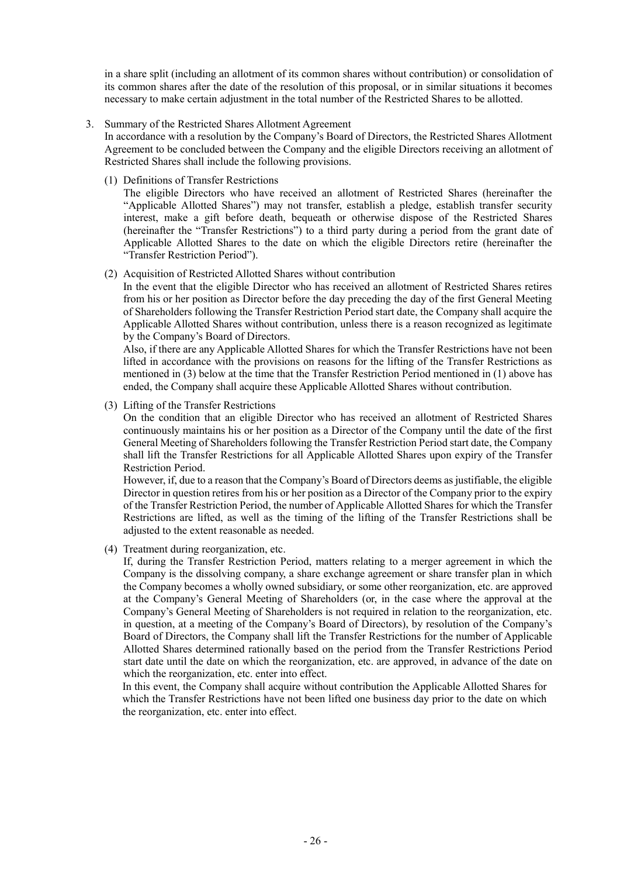in a share split (including an allotment of its common shares without contribution) or consolidation of its common shares after the date of the resolution of this proposal, or in similar situations it becomes necessary to make certain adjustment in the total number of the Restricted Shares to be allotted.

3. Summary of the Restricted Shares Allotment Agreement

   In accordance with a resolution by the Company's Board of Directors, the Restricted Shares Allotment Agreement to be concluded between the Company and the eligible Directors receiving an allotment of Restricted Shares shall include the following provisions.

   (1) Definitions of Transfer Restrictions

   The eligible Directors who have received an allotment of Restricted Shares (hereinafter the "Applicable Allotted Shares") may not transfer, establish a pledge, establish transfer security interest, make a gift before death, bequeath or otherwise dispose of the Restricted Shares (hereinafter the "Transfer Restrictions") to a third party during a period from the grant date of Applicable Allotted Shares to the date on which the eligible Directors retire (hereinafter the "Transfer Restriction Period").

   (2) Acquisition of Restricted Allotted Shares without contribution

   In the event that the eligible Director who has received an allotment of Restricted Shares retires from his or her position as Director before the day preceding the day of the first General Meeting of Shareholders following the Transfer Restriction Period start date, the Company shall acquire the Applicable Allotted Shares without contribution, unless there is a reason recognized as legitimate by the Company's Board of Directors.

   Also, if there are any Applicable Allotted Shares for which the Transfer Restrictions have not been lifted in accordance with the provisions on reasons for the lifting of the Transfer Restrictions as mentioned in (3) below at the time that the Transfer Restriction Period mentioned in (1) above has ended, the Company shall acquire these Applicable Allotted Shares without contribution.

   (3) Lifting of the Transfer Restrictions

   On the condition that an eligible Director who has received an allotment of Restricted Shares continuously maintains his or her position as a Director of the Company until the date of the first General Meeting of Shareholders following the Transfer Restriction Period start date, the Company shall lift the Transfer Restrictions for all Applicable Allotted Shares upon expiry of the Transfer Restriction Period.

   However, if, due to a reason that the Company's Board of Directors deems as justifiable, the eligible Director in question retires from his or her position as a Director of the Company prior to the expiry of the Transfer Restriction Period, the number of Applicable Allotted Shares for which the Transfer Restrictions are lifted, as well as the timing of the lifting of the Transfer Restrictions shall be adjusted to the extent reasonable as needed.

   (4) Treatment during reorganization, etc.

   If, during the Transfer Restriction Period, matters relating to a merger agreement in which the Company is the dissolving company, a share exchange agreement or share transfer plan in which the Company becomes a wholly owned subsidiary, or some other reorganization, etc. are approved at the Company's General Meeting of Shareholders (or, in the case where the approval at the Company's General Meeting of Shareholders is not required in relation to the reorganization, etc. in question, at a meeting of the Company's Board of Directors), by resolution of the Company's Board of Directors, the Company shall lift the Transfer Restrictions for the number of Applicable Allotted Shares determined rationally based on the period from the Transfer Restrictions Period start date until the date on which the reorganization, etc. are approved, in advance of the date on which the reorganization, etc. enter into effect.

   In this event, the Company shall acquire without contribution the Applicable Allotted Shares for which the Transfer Restrictions have not been lifted one business day prior to the date on which the reorganization, etc. enter into effect.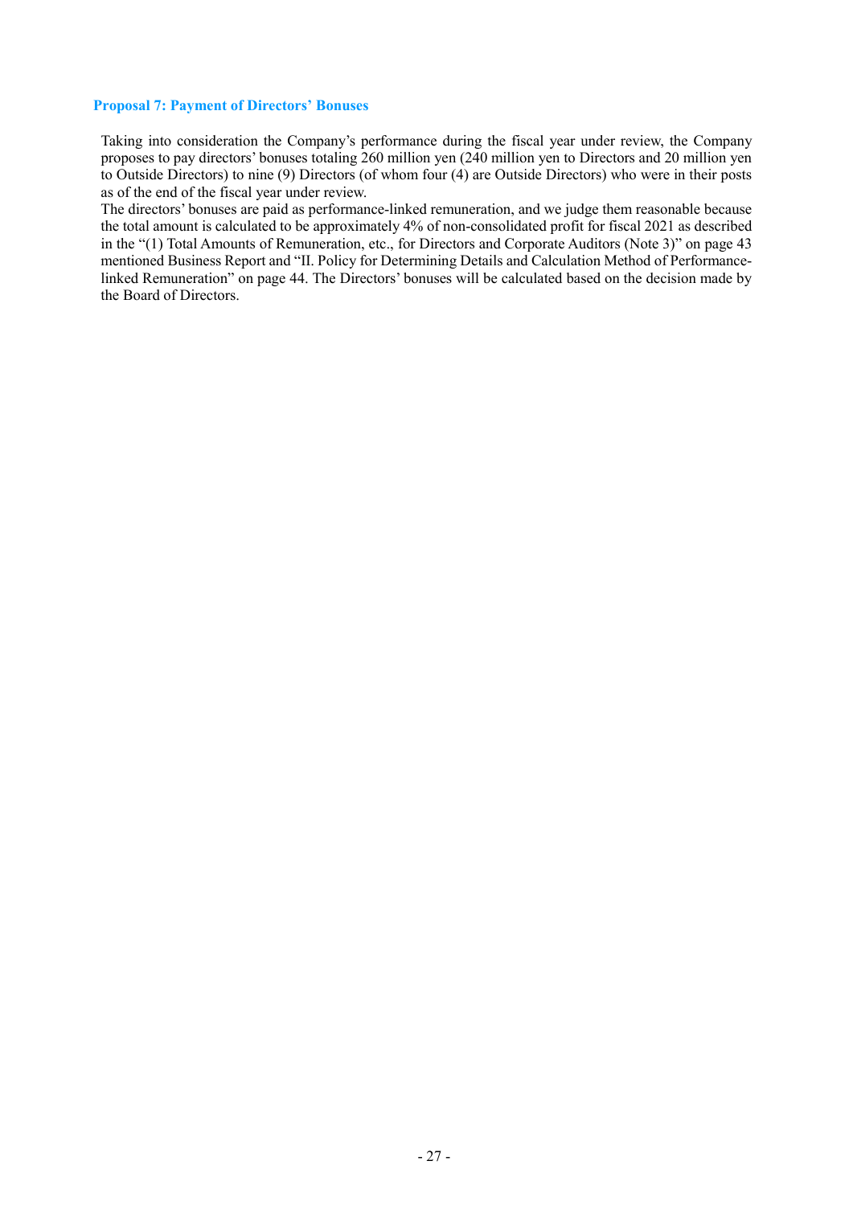### Proposal 7: Payment of Directors' Bonuses

Taking into consideration the Company's performance during the fiscal year under review, the Company proposes to pay directors' bonuses totaling 260 million yen (240 million yen to Directors and 20 million yen to Outside Directors) to nine (9) Directors (of whom four (4) are Outside Directors) who were in their posts as of the end of the fiscal year under review.

The directors' bonuses are paid as performance-linked remuneration, and we judge them reasonable because the total amount is calculated to be approximately 4% of non-consolidated profit for fiscal 2021 as described in the "(1) Total Amounts of Remuneration, etc., for Directors and Corporate Auditors (Note 3)" on page 43 mentioned Business Report and "II. Policy for Determining Details and Calculation Method of Performance-linked Remuneration" on page 44. The Directors' bonuses will be calculated based on the decision made by the Board of Directors.